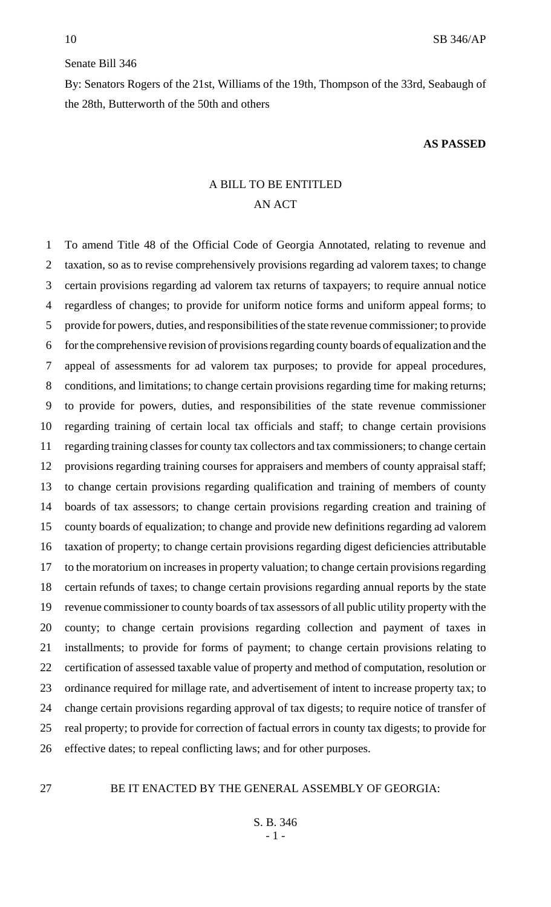Senate Bill 346

By: Senators Rogers of the 21st, Williams of the 19th, Thompson of the 33rd, Seabaugh of the 28th, Butterworth of the 50th and others

**AS PASSED**

A BILL TO BE ENTITLED
AN ACT

1 To amend Title 48 of the Official Code of Georgia Annotated, relating to revenue and
2 taxation, so as to revise comprehensively provisions regarding ad valorem taxes; to change
3 certain provisions regarding ad valorem tax returns of taxpayers; to require annual notice
4 regardless of changes; to provide for uniform notice forms and uniform appeal forms; to
5 provide for powers, duties, and responsibilities of the state revenue commissioner; to provide
6 for the comprehensive revision of provisions regarding county boards of equalization and the
7 appeal of assessments for ad valorem tax purposes; to provide for appeal procedures,
8 conditions, and limitations; to change certain provisions regarding time for making returns;
9 to provide for powers, duties, and responsibilities of the state revenue commissioner
10 regarding training of certain local tax officials and staff; to change certain provisions
11 regarding training classes for county tax collectors and tax commissioners; to change certain
12 provisions regarding training courses for appraisers and members of county appraisal staff;
13 to change certain provisions regarding qualification and training of members of county
14 boards of tax assessors; to change certain provisions regarding creation and training of
15 county boards of equalization; to change and provide new definitions regarding ad valorem
16 taxation of property; to change certain provisions regarding digest deficiencies attributable
17 to the moratorium on increases in property valuation; to change certain provisions regarding
18 certain refunds of taxes; to change certain provisions regarding annual reports by the state
19 revenue commissioner to county boards of tax assessors of all public utility property with the
20 county; to change certain provisions regarding collection and payment of taxes in
21 installments; to provide for forms of payment; to change certain provisions relating to
22 certification of assessed taxable value of property and method of computation, resolution or
23 ordinance required for millage rate, and advertisement of intent to increase property tax; to
24 change certain provisions regarding approval of tax digests; to require notice of transfer of
25 real property; to provide for correction of factual errors in county tax digests; to provide for
26 effective dates; to repeal conflicting laws; and for other purposes.

27 BE IT ENACTED BY THE GENERAL ASSEMBLY OF GEORGIA: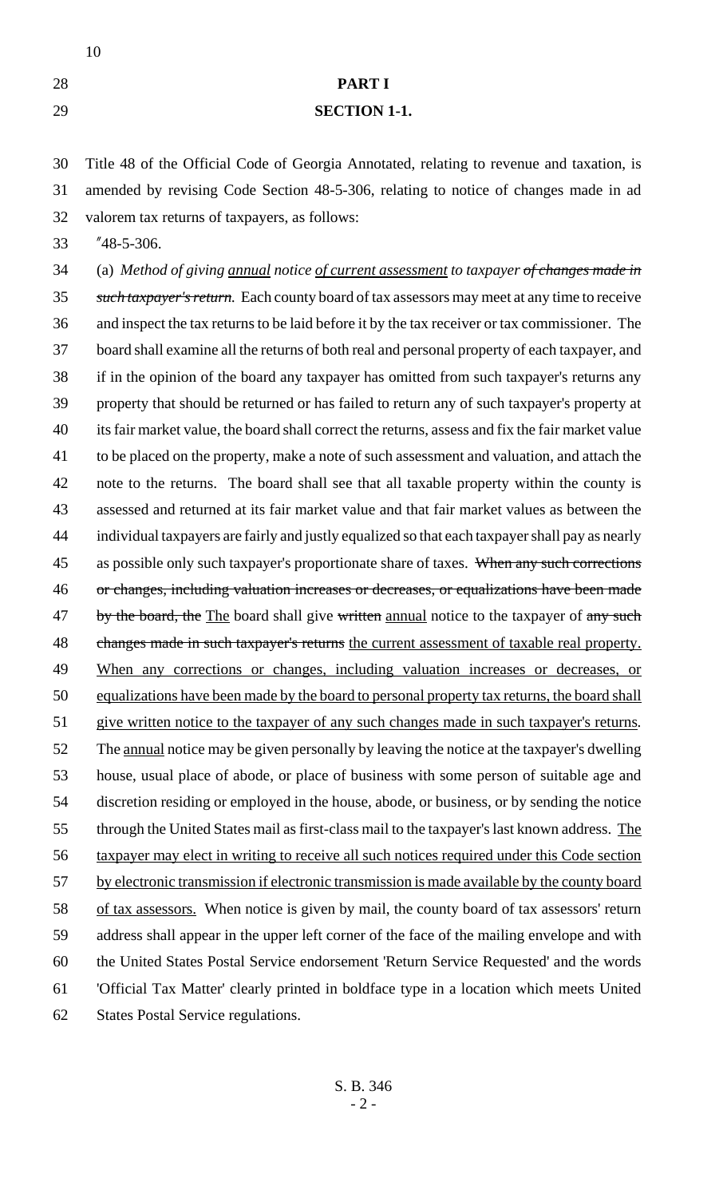## PART I

## SECTION 1-1.

Title 48 of the Official Code of Georgia Annotated, relating to revenue and taxation, is amended by revising Code Section 48-5-306, relating to notice of changes made in ad valorem tax returns of taxpayers, as follows:

"48-5-306.

(a) *Method of giving annual notice of current assessment to taxpayer ~~of changes made in such taxpayer's return~~.* Each county board of tax assessors may meet at any time to receive and inspect the tax returns to be laid before it by the tax receiver or tax commissioner. The board shall examine all the returns of both real and personal property of each taxpayer, and if in the opinion of the board any taxpayer has omitted from such taxpayer's returns any property that should be returned or has failed to return any of such taxpayer's property at its fair market value, the board shall correct the returns, assess and fix the fair market value to be placed on the property, make a note of such assessment and valuation, and attach the note to the returns. The board shall see that all taxable property within the county is assessed and returned at its fair market value and that fair market values as between the individual taxpayers are fairly and justly equalized so that each taxpayer shall pay as nearly as possible only such taxpayer's proportionate share of taxes. ~~When any such corrections or changes, including valuation increases or decreases, or equalizations have been made by the board, the~~ The board shall give ~~written~~ annual notice to the taxpayer of ~~any such changes made in such taxpayer's returns~~ the current assessment of taxable real property. When any corrections or changes, including valuation increases or decreases, or equalizations have been made by the board to personal property tax returns, the board shall give written notice to the taxpayer of any such changes made in such taxpayer's returns. The annual notice may be given personally by leaving the notice at the taxpayer's dwelling house, usual place of abode, or place of business with some person of suitable age and discretion residing or employed in the house, abode, or business, or by sending the notice through the United States mail as first-class mail to the taxpayer's last known address. The taxpayer may elect in writing to receive all such notices required under this Code section by electronic transmission if electronic transmission is made available by the county board of tax assessors. When notice is given by mail, the county board of tax assessors' return address shall appear in the upper left corner of the face of the mailing envelope and with the United States Postal Service endorsement 'Return Service Requested' and the words 'Official Tax Matter' clearly printed in boldface type in a location which meets United States Postal Service regulations.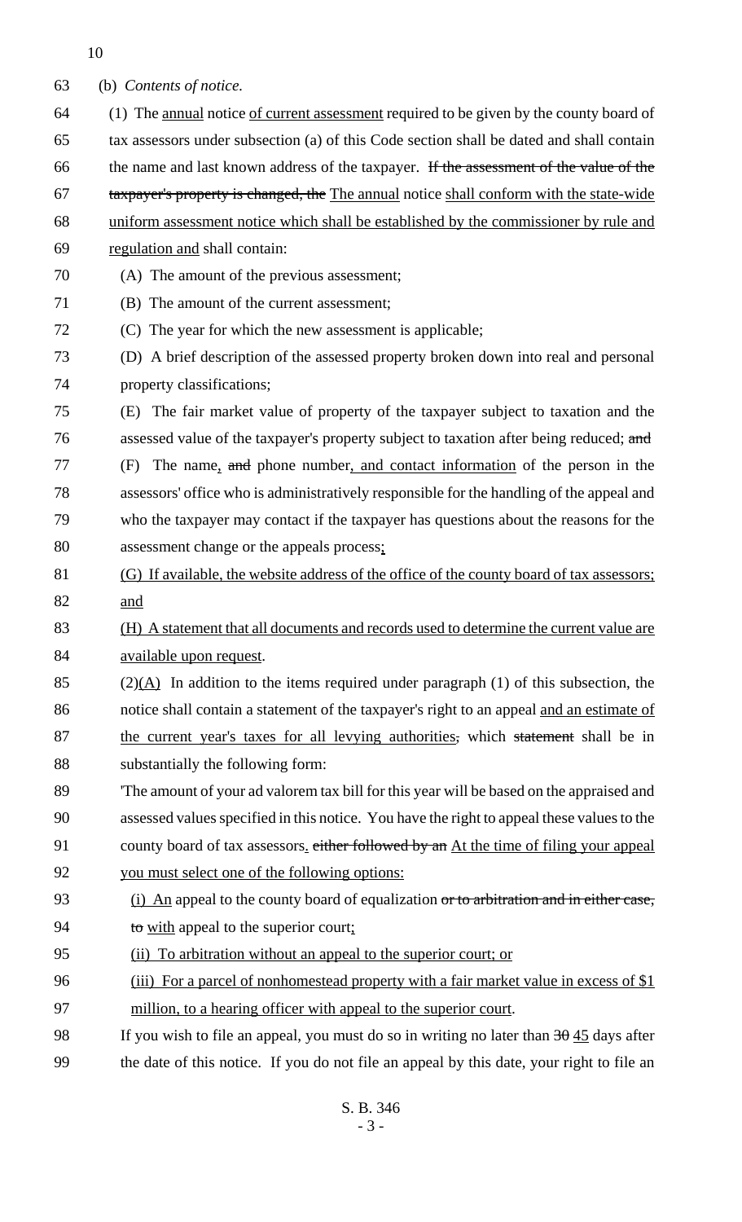(b) *Contents of notice.*

(1) The annual notice of current assessment required to be given by the county board of tax assessors under subsection (a) of this Code section shall be dated and shall contain the name and last known address of the taxpayer. ~~If the assessment of the value of the taxpayer's property is changed, the~~ The annual notice shall conform with the state-wide uniform assessment notice which shall be established by the commissioner by rule and regulation and shall contain:

(A) The amount of the previous assessment;

(B) The amount of the current assessment;

(C) The year for which the new assessment is applicable;

(D) A brief description of the assessed property broken down into real and personal property classifications;

(E) The fair market value of property of the taxpayer subject to taxation and the assessed value of the taxpayer's property subject to taxation after being reduced; ~~and~~

(F) The name, ~~and~~ phone number, and contact information of the person in the assessors' office who is administratively responsible for the handling of the appeal and who the taxpayer may contact if the taxpayer has questions about the reasons for the assessment change or the appeals process;

(G) If available, the website address of the office of the county board of tax assessors; and

(H) A statement that all documents and records used to determine the current value are available upon request.

(2)(A) In addition to the items required under paragraph (1) of this subsection, the notice shall contain a statement of the taxpayer's right to an appeal and an estimate of the current year's taxes for all levying authorities~~,~~ which ~~statement~~ shall be in substantially the following form:

'The amount of your ad valorem tax bill for this year will be based on the appraised and assessed values specified in this notice. You have the right to appeal these values to the county board of tax assessors. ~~either followed by an~~ At the time of filing your appeal you must select one of the following options:

(i) An appeal to the county board of equalization ~~or to arbitration and in either case, to~~ with appeal to the superior court;

(ii) To arbitration without an appeal to the superior court; or

(iii) For a parcel of nonhomestead property with a fair market value in excess of $1 million, to a hearing officer with appeal to the superior court.

If you wish to file an appeal, you must do so in writing no later than ~~30~~ 45 days after the date of this notice. If you do not file an appeal by this date, your right to file an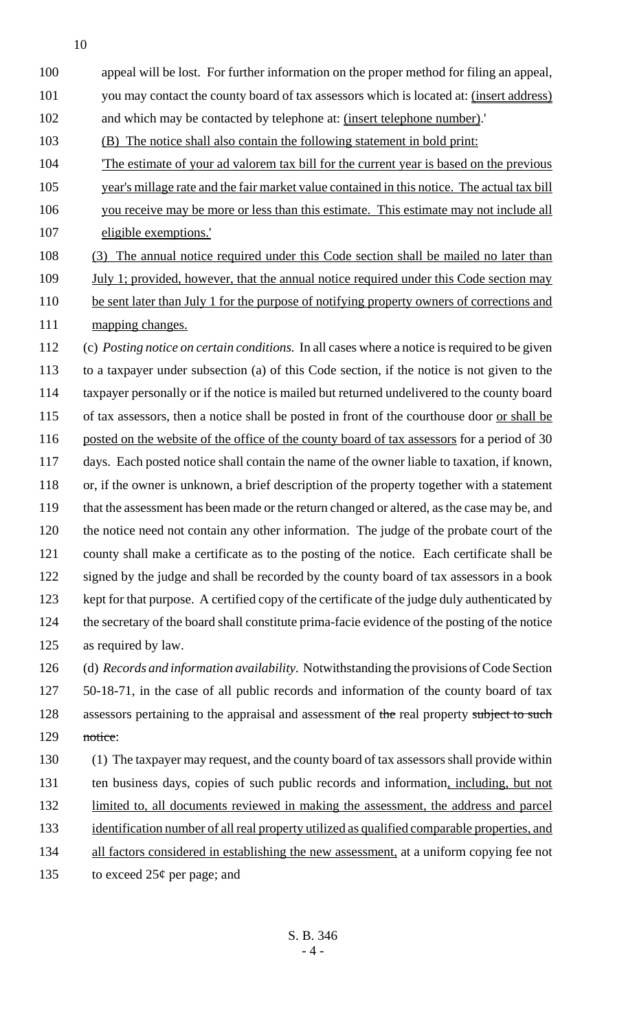appeal will be lost. For further information on the proper method for filing an appeal, you may contact the county board of tax assessors which is located at: (insert address) and which may be contacted by telephone at: (insert telephone number).'

(B) The notice shall also contain the following statement in bold print:

'The estimate of your ad valorem tax bill for the current year is based on the previous year's millage rate and the fair market value contained in this notice. The actual tax bill you receive may be more or less than this estimate. This estimate may not include all eligible exemptions.'

(3) The annual notice required under this Code section shall be mailed no later than July 1; provided, however, that the annual notice required under this Code section may be sent later than July 1 for the purpose of notifying property owners of corrections and mapping changes.

(c) *Posting notice on certain conditions.* In all cases where a notice is required to be given to a taxpayer under subsection (a) of this Code section, if the notice is not given to the taxpayer personally or if the notice is mailed but returned undelivered to the county board of tax assessors, then a notice shall be posted in front of the courthouse door or shall be posted on the website of the office of the county board of tax assessors for a period of 30 days. Each posted notice shall contain the name of the owner liable to taxation, if known, or, if the owner is unknown, a brief description of the property together with a statement that the assessment has been made or the return changed or altered, as the case may be, and the notice need not contain any other information. The judge of the probate court of the county shall make a certificate as to the posting of the notice. Each certificate shall be signed by the judge and shall be recorded by the county board of tax assessors in a book kept for that purpose. A certified copy of the certificate of the judge duly authenticated by the secretary of the board shall constitute prima-facie evidence of the posting of the notice as required by law.

(d) *Records and information availability.* Notwithstanding the provisions of Code Section 50-18-71, in the case of all public records and information of the county board of tax assessors pertaining to the appraisal and assessment of ~~the~~ real property ~~subject to such notice~~:

(1) The taxpayer may request, and the county board of tax assessors shall provide within ten business days, copies of such public records and information, including, but not limited to, all documents reviewed in making the assessment, the address and parcel identification number of all real property utilized as qualified comparable properties, and all factors considered in establishing the new assessment, at a uniform copying fee not to exceed 25¢ per page; and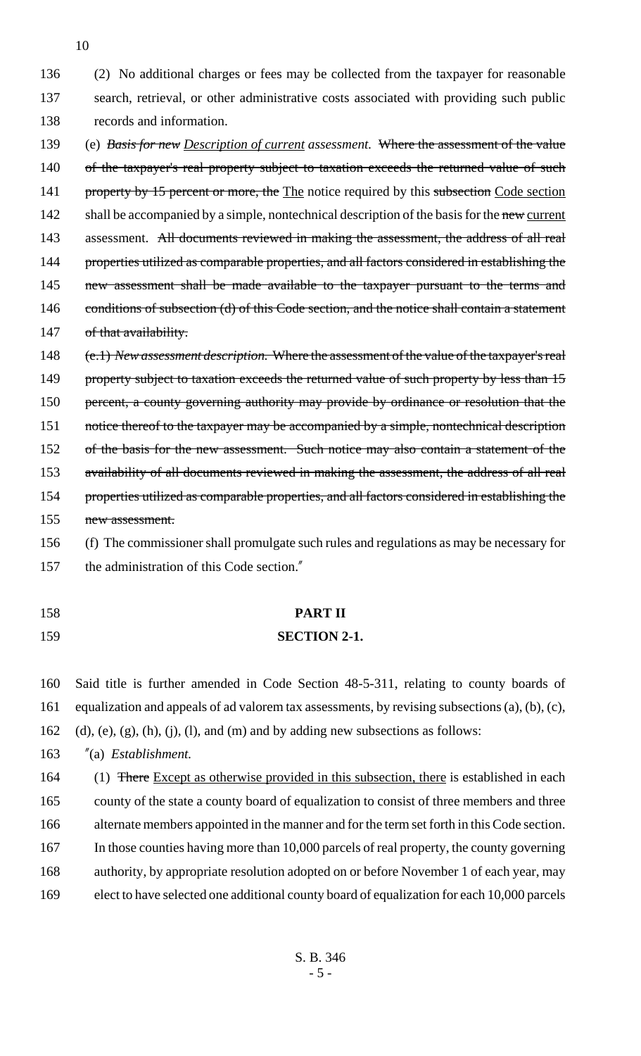(2) No additional charges or fees may be collected from the taxpayer for reasonable search, retrieval, or other administrative costs associated with providing such public records and information.

(e) ~~*Basis for new*~~ *Description of current assessment.* ~~Where the assessment of the value of the taxpayer's real property subject to taxation exceeds the returned value of such property by 15 percent or more, the~~ The notice required by this ~~subsection~~ Code section shall be accompanied by a simple, nontechnical description of the basis for the ~~new~~ current assessment. ~~All documents reviewed in making the assessment, the address of all real properties utilized as comparable properties, and all factors considered in establishing the new assessment shall be made available to the taxpayer pursuant to the terms and conditions of subsection (d) of this Code section, and the notice shall contain a statement of that availability.~~

~~(e.1) *New assessment description.* Where the assessment of the value of the taxpayer's real property subject to taxation exceeds the returned value of such property by less than 15 percent, a county governing authority may provide by ordinance or resolution that the notice thereof to the taxpayer may be accompanied by a simple, nontechnical description of the basis for the new assessment. Such notice may also contain a statement of the availability of all documents reviewed in making the assessment, the address of all real properties utilized as comparable properties, and all factors considered in establishing the new assessment.~~

(f) The commissioner shall promulgate such rules and regulations as may be necessary for the administration of this Code section."

**PART II**

**SECTION 2-1.**

Said title is further amended in Code Section 48-5-311, relating to county boards of equalization and appeals of ad valorem tax assessments, by revising subsections (a), (b), (c), (d), (e), (g), (h), (j), (l), and (m) and by adding new subsections as follows:

"(a) *Establishment.*

(1) ~~There~~ Except as otherwise provided in this subsection, there is established in each county of the state a county board of equalization to consist of three members and three alternate members appointed in the manner and for the term set forth in this Code section. In those counties having more than 10,000 parcels of real property, the county governing authority, by appropriate resolution adopted on or before November 1 of each year, may elect to have selected one additional county board of equalization for each 10,000 parcels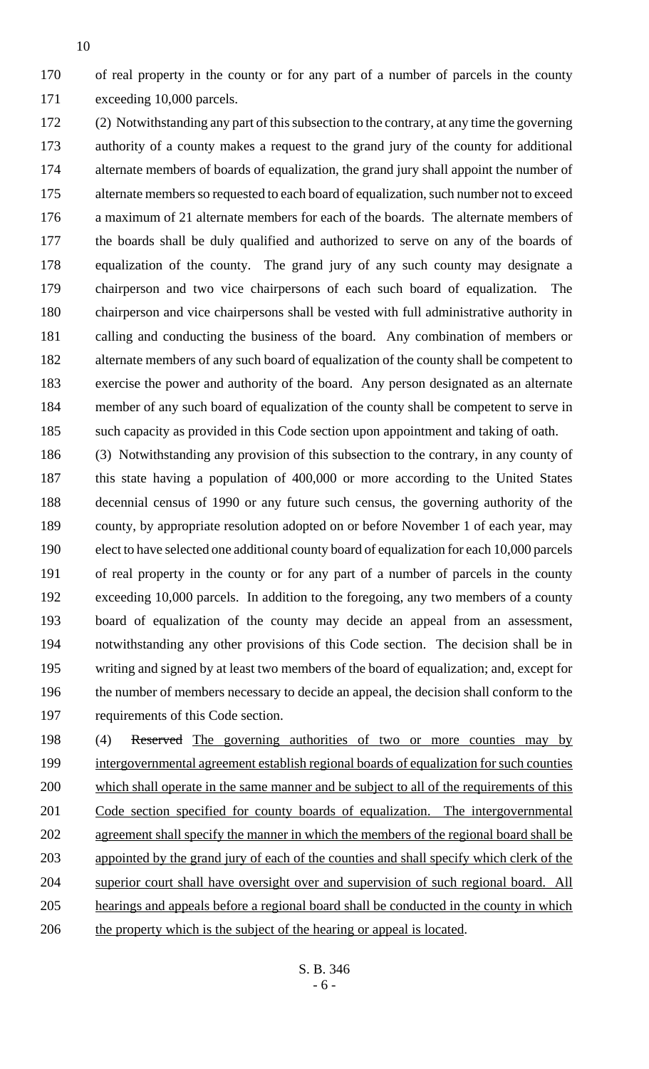of real property in the county or for any part of a number of parcels in the county exceeding 10,000 parcels.

(2) Notwithstanding any part of this subsection to the contrary, at any time the governing authority of a county makes a request to the grand jury of the county for additional alternate members of boards of equalization, the grand jury shall appoint the number of alternate members so requested to each board of equalization, such number not to exceed a maximum of 21 alternate members for each of the boards. The alternate members of the boards shall be duly qualified and authorized to serve on any of the boards of equalization of the county. The grand jury of any such county may designate a chairperson and two vice chairpersons of each such board of equalization. The chairperson and vice chairpersons shall be vested with full administrative authority in calling and conducting the business of the board. Any combination of members or alternate members of any such board of equalization of the county shall be competent to exercise the power and authority of the board. Any person designated as an alternate member of any such board of equalization of the county shall be competent to serve in such capacity as provided in this Code section upon appointment and taking of oath.

(3) Notwithstanding any provision of this subsection to the contrary, in any county of this state having a population of 400,000 or more according to the United States decennial census of 1990 or any future such census, the governing authority of the county, by appropriate resolution adopted on or before November 1 of each year, may elect to have selected one additional county board of equalization for each 10,000 parcels of real property in the county or for any part of a number of parcels in the county exceeding 10,000 parcels. In addition to the foregoing, any two members of a county board of equalization of the county may decide an appeal from an assessment, notwithstanding any other provisions of this Code section. The decision shall be in writing and signed by at least two members of the board of equalization; and, except for the number of members necessary to decide an appeal, the decision shall conform to the requirements of this Code section.

(4) ~~Reserved~~ The governing authorities of two or more counties may by intergovernmental agreement establish regional boards of equalization for such counties which shall operate in the same manner and be subject to all of the requirements of this Code section specified for county boards of equalization. The intergovernmental agreement shall specify the manner in which the members of the regional board shall be appointed by the grand jury of each of the counties and shall specify which clerk of the superior court shall have oversight over and supervision of such regional board. All hearings and appeals before a regional board shall be conducted in the county in which the property which is the subject of the hearing or appeal is located.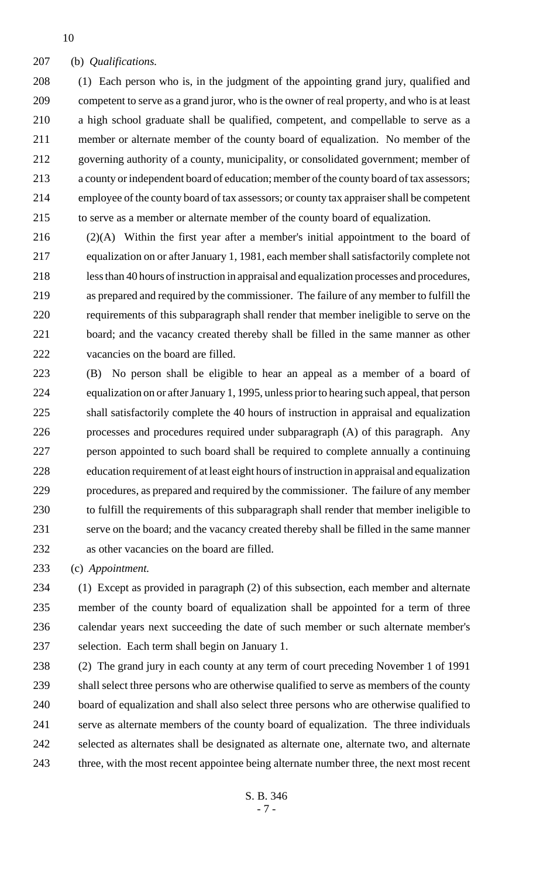(b) *Qualifications.*

(1) Each person who is, in the judgment of the appointing grand jury, qualified and competent to serve as a grand juror, who is the owner of real property, and who is at least a high school graduate shall be qualified, competent, and compellable to serve as a member or alternate member of the county board of equalization. No member of the governing authority of a county, municipality, or consolidated government; member of a county or independent board of education; member of the county board of tax assessors; employee of the county board of tax assessors; or county tax appraiser shall be competent to serve as a member or alternate member of the county board of equalization.

(2)(A) Within the first year after a member's initial appointment to the board of equalization on or after January 1, 1981, each member shall satisfactorily complete not less than 40 hours of instruction in appraisal and equalization processes and procedures, as prepared and required by the commissioner. The failure of any member to fulfill the requirements of this subparagraph shall render that member ineligible to serve on the board; and the vacancy created thereby shall be filled in the same manner as other vacancies on the board are filled.

(B) No person shall be eligible to hear an appeal as a member of a board of equalization on or after January 1, 1995, unless prior to hearing such appeal, that person shall satisfactorily complete the 40 hours of instruction in appraisal and equalization processes and procedures required under subparagraph (A) of this paragraph. Any person appointed to such board shall be required to complete annually a continuing education requirement of at least eight hours of instruction in appraisal and equalization procedures, as prepared and required by the commissioner. The failure of any member to fulfill the requirements of this subparagraph shall render that member ineligible to serve on the board; and the vacancy created thereby shall be filled in the same manner as other vacancies on the board are filled.

(c) *Appointment.*

(1) Except as provided in paragraph (2) of this subsection, each member and alternate member of the county board of equalization shall be appointed for a term of three calendar years next succeeding the date of such member or such alternate member's selection. Each term shall begin on January 1.

(2) The grand jury in each county at any term of court preceding November 1 of 1991 shall select three persons who are otherwise qualified to serve as members of the county board of equalization and shall also select three persons who are otherwise qualified to serve as alternate members of the county board of equalization. The three individuals selected as alternates shall be designated as alternate one, alternate two, and alternate three, with the most recent appointee being alternate number three, the next most recent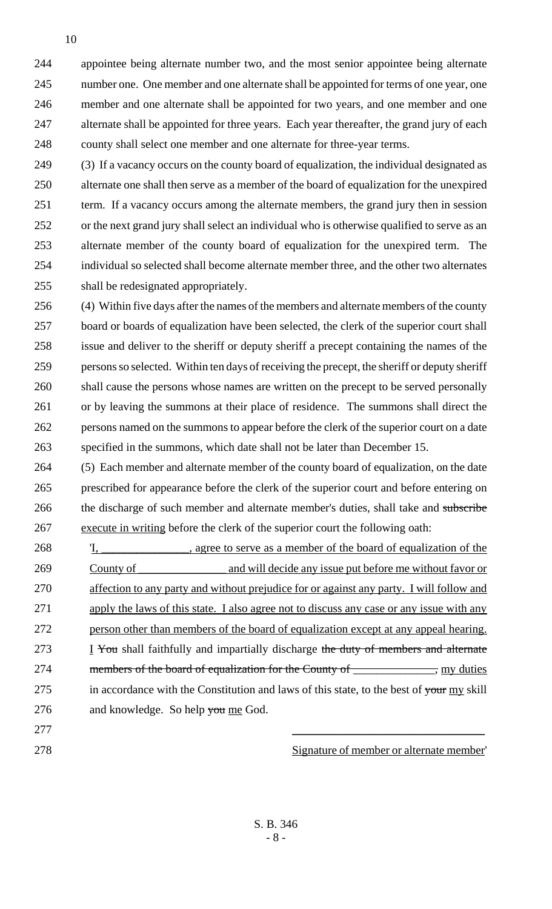appointee being alternate number two, and the most senior appointee being alternate number one. One member and one alternate shall be appointed for terms of one year, one member and one alternate shall be appointed for two years, and one member and one alternate shall be appointed for three years. Each year thereafter, the grand jury of each county shall select one member and one alternate for three-year terms.

(3) If a vacancy occurs on the county board of equalization, the individual designated as alternate one shall then serve as a member of the board of equalization for the unexpired term. If a vacancy occurs among the alternate members, the grand jury then in session or the next grand jury shall select an individual who is otherwise qualified to serve as an alternate member of the county board of equalization for the unexpired term. The individual so selected shall become alternate member three, and the other two alternates shall be redesignated appropriately.

(4) Within five days after the names of the members and alternate members of the county board or boards of equalization have been selected, the clerk of the superior court shall issue and deliver to the sheriff or deputy sheriff a precept containing the names of the persons so selected. Within ten days of receiving the precept, the sheriff or deputy sheriff shall cause the persons whose names are written on the precept to be served personally or by leaving the summons at their place of residence. The summons shall direct the persons named on the summons to appear before the clerk of the superior court on a date specified in the summons, which date shall not be later than December 15.

(5) Each member and alternate member of the county board of equalization, on the date prescribed for appearance before the clerk of the superior court and before entering on the discharge of such member and alternate member's duties, shall take and ~~subscribe~~ execute in writing before the clerk of the superior court the following oath:

'I, _______________, agree to serve as a member of the board of equalization of the County of _______________ and will decide any issue put before me without favor or affection to any party and without prejudice for or against any party. I will follow and apply the laws of this state. I also agree not to discuss any case or any issue with any person other than members of the board of equalization except at any appeal hearing. I ~~You~~ shall faithfully and impartially discharge ~~the duty of members and alternate members of the board of equalization for the County of ______________,~~ my duties in accordance with the Constitution and laws of this state, to the best of ~~your~~ my skill and knowledge. So help ~~you~~ me God.

\_\_\_\_\_\_\_\_\_\_\_\_\_\_\_\_\_\_\_\_\_\_\_\_\_\_\_\_\_\_\_\_

Signature of member or alternate member'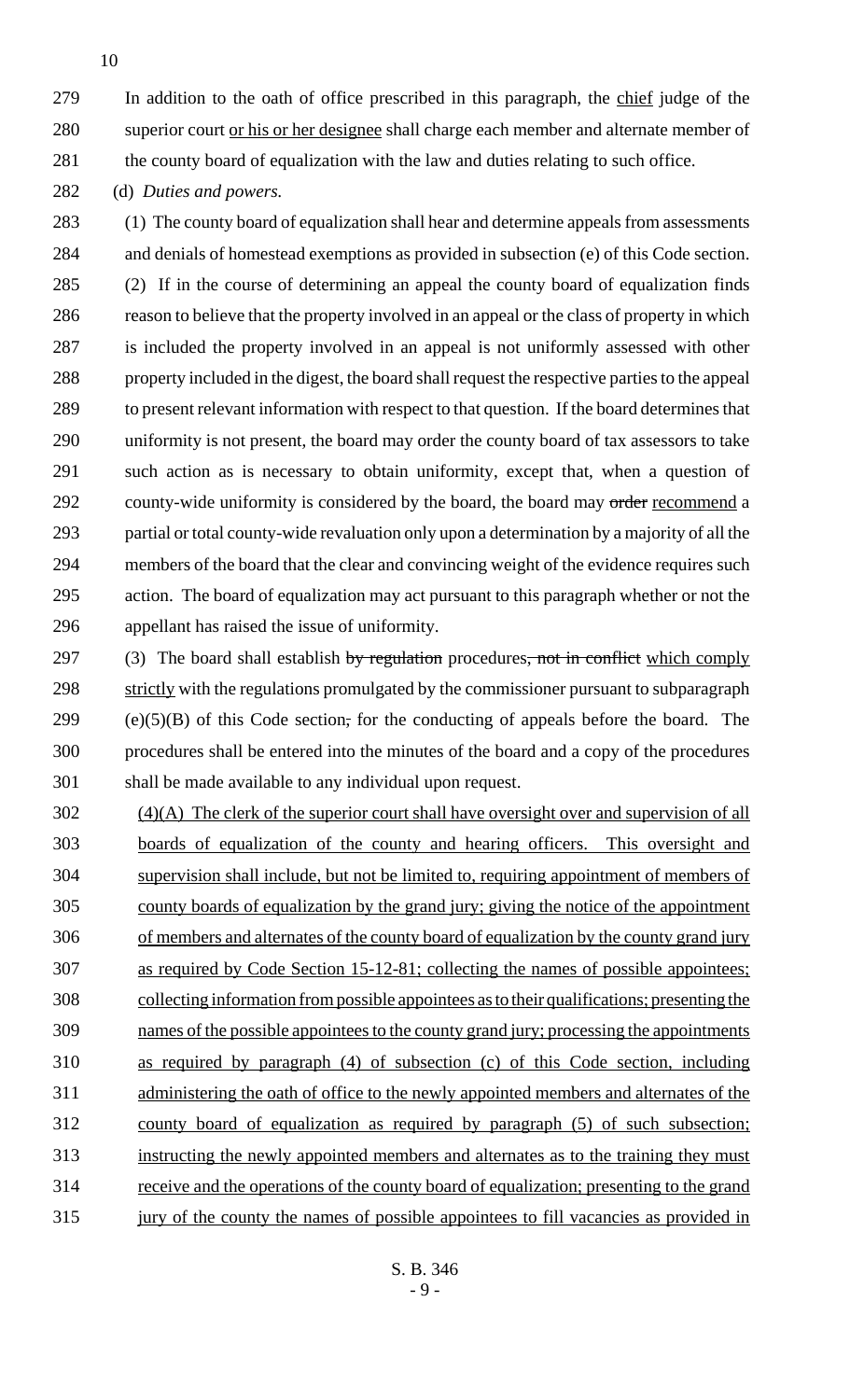In addition to the oath of office prescribed in this paragraph, the chief judge of the superior court or his or her designee shall charge each member and alternate member of the county board of equalization with the law and duties relating to such office.

(d) *Duties and powers.*

(1) The county board of equalization shall hear and determine appeals from assessments and denials of homestead exemptions as provided in subsection (e) of this Code section.

(2) If in the course of determining an appeal the county board of equalization finds reason to believe that the property involved in an appeal or the class of property in which is included the property involved in an appeal is not uniformly assessed with other property included in the digest, the board shall request the respective parties to the appeal to present relevant information with respect to that question. If the board determines that uniformity is not present, the board may order the county board of tax assessors to take such action as is necessary to obtain uniformity, except that, when a question of county-wide uniformity is considered by the board, the board may ~~order~~ recommend a partial or total county-wide revaluation only upon a determination by a majority of all the members of the board that the clear and convincing weight of the evidence requires such action. The board of equalization may act pursuant to this paragraph whether or not the appellant has raised the issue of uniformity.

(3) The board shall establish ~~by regulation~~ procedures~~, not in conflict~~ which comply strictly with the regulations promulgated by the commissioner pursuant to subparagraph (e)(5)(B) of this Code section~~,~~ for the conducting of appeals before the board. The procedures shall be entered into the minutes of the board and a copy of the procedures shall be made available to any individual upon request.

(4)(A) The clerk of the superior court shall have oversight over and supervision of all boards of equalization of the county and hearing officers. This oversight and supervision shall include, but not be limited to, requiring appointment of members of county boards of equalization by the grand jury; giving the notice of the appointment of members and alternates of the county board of equalization by the county grand jury as required by Code Section 15-12-81; collecting the names of possible appointees; collecting information from possible appointees as to their qualifications; presenting the names of the possible appointees to the county grand jury; processing the appointments as required by paragraph (4) of subsection (c) of this Code section, including administering the oath of office to the newly appointed members and alternates of the county board of equalization as required by paragraph (5) of such subsection; instructing the newly appointed members and alternates as to the training they must receive and the operations of the county board of equalization; presenting to the grand jury of the county the names of possible appointees to fill vacancies as provided in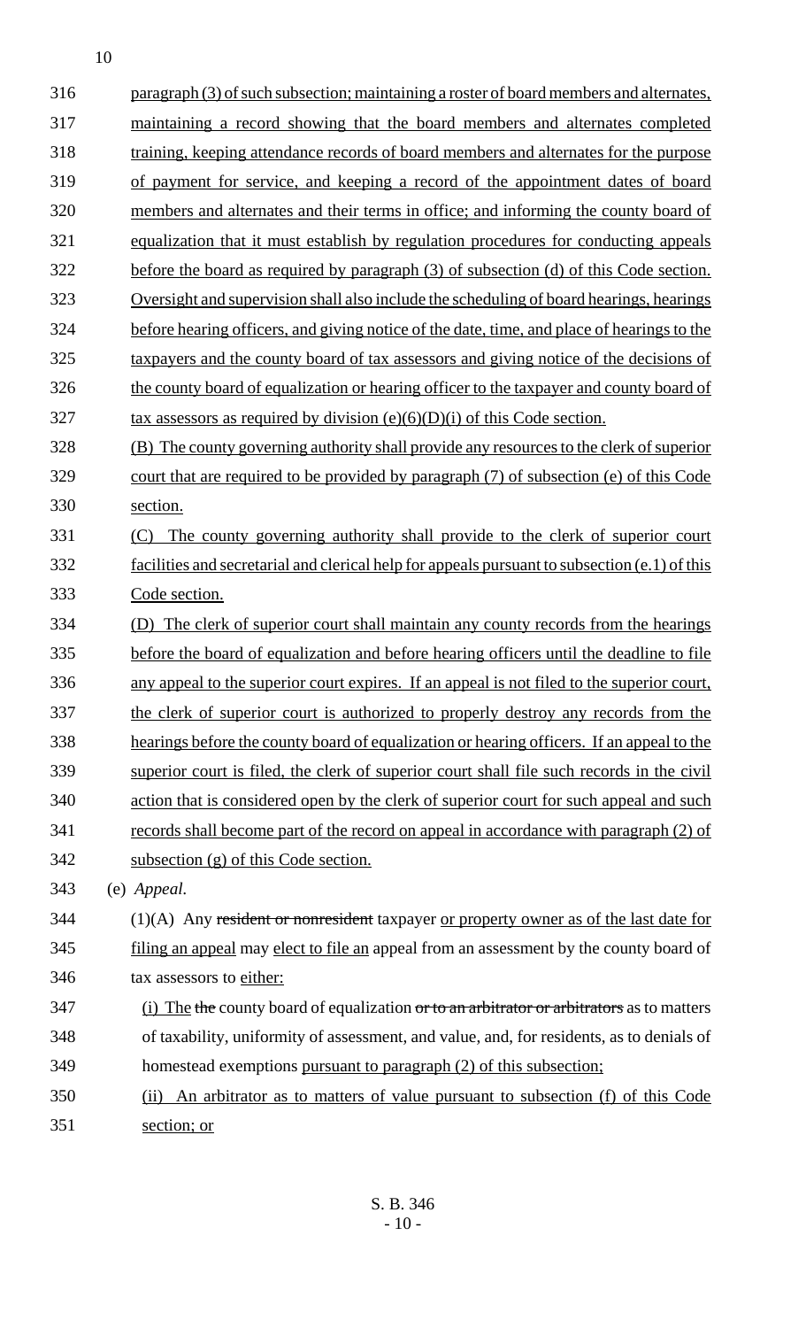316 paragraph (3) of such subsection; maintaining a roster of board members and alternates,
317 maintaining a record showing that the board members and alternates completed
318 training, keeping attendance records of board members and alternates for the purpose
319 of payment for service, and keeping a record of the appointment dates of board
320 members and alternates and their terms in office; and informing the county board of
321 equalization that it must establish by regulation procedures for conducting appeals
322 before the board as required by paragraph (3) of subsection (d) of this Code section.
323 Oversight and supervision shall also include the scheduling of board hearings, hearings
324 before hearing officers, and giving notice of the date, time, and place of hearings to the
325 taxpayers and the county board of tax assessors and giving notice of the decisions of
326 the county board of equalization or hearing officer to the taxpayer and county board of
327 tax assessors as required by division (e)(6)(D)(i) of this Code section.

328 (B) The county governing authority shall provide any resources to the clerk of superior
329 court that are required to be provided by paragraph (7) of subsection (e) of this Code
330 section.

331 (C) The county governing authority shall provide to the clerk of superior court
332 facilities and secretarial and clerical help for appeals pursuant to subsection (e.1) of this
333 Code section.

334 (D) The clerk of superior court shall maintain any county records from the hearings
335 before the board of equalization and before hearing officers until the deadline to file
336 any appeal to the superior court expires. If an appeal is not filed to the superior court,
337 the clerk of superior court is authorized to properly destroy any records from the
338 hearings before the county board of equalization or hearing officers. If an appeal to the
339 superior court is filed, the clerk of superior court shall file such records in the civil
340 action that is considered open by the clerk of superior court for such appeal and such
341 records shall become part of the record on appeal in accordance with paragraph (2) of
342 subsection (g) of this Code section.

343 (e) *Appeal.*

344 (1)(A) Any ~~resident or nonresident~~ taxpayer or property owner as of the last date for
345 filing an appeal may elect to file an appeal from an assessment by the county board of
346 tax assessors to either:

347 (i) The ~~the~~ county board of equalization ~~or to an arbitrator or arbitrators~~ as to matters
348 of taxability, uniformity of assessment, and value, and, for residents, as to denials of
349 homestead exemptions pursuant to paragraph (2) of this subsection;

350 (ii) An arbitrator as to matters of value pursuant to subsection (f) of this Code
351 section; or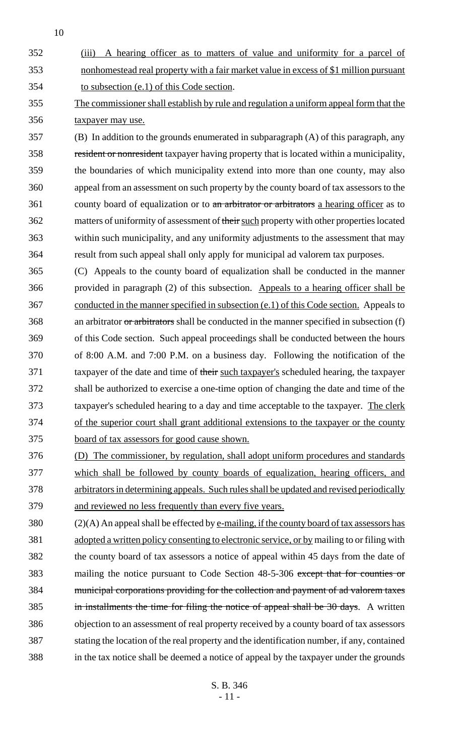(iii) A hearing officer as to matters of value and uniformity for a parcel of nonhomestead real property with a fair market value in excess of $1 million pursuant to subsection (e.1) of this Code section.

The commissioner shall establish by rule and regulation a uniform appeal form that the taxpayer may use.

(B) In addition to the grounds enumerated in subparagraph (A) of this paragraph, any ~~resident or nonresident~~ taxpayer having property that is located within a municipality, the boundaries of which municipality extend into more than one county, may also appeal from an assessment on such property by the county board of tax assessors to the county board of equalization or to ~~an arbitrator or arbitrators~~ a hearing officer as to matters of uniformity of assessment of ~~their~~ such property with other properties located within such municipality, and any uniformity adjustments to the assessment that may result from such appeal shall only apply for municipal ad valorem tax purposes.

(C) Appeals to the county board of equalization shall be conducted in the manner provided in paragraph (2) of this subsection. Appeals to a hearing officer shall be conducted in the manner specified in subsection (e.1) of this Code section. Appeals to an arbitrator ~~or arbitrators~~ shall be conducted in the manner specified in subsection (f) of this Code section. Such appeal proceedings shall be conducted between the hours of 8:00 A.M. and 7:00 P.M. on a business day. Following the notification of the taxpayer of the date and time of ~~their~~ such taxpayer's scheduled hearing, the taxpayer shall be authorized to exercise a one-time option of changing the date and time of the taxpayer's scheduled hearing to a day and time acceptable to the taxpayer. The clerk of the superior court shall grant additional extensions to the taxpayer or the county board of tax assessors for good cause shown.

(D) The commissioner, by regulation, shall adopt uniform procedures and standards which shall be followed by county boards of equalization, hearing officers, and arbitrators in determining appeals. Such rules shall be updated and revised periodically and reviewed no less frequently than every five years.

(2)(A) An appeal shall be effected by e-mailing, if the county board of tax assessors has adopted a written policy consenting to electronic service, or by mailing to or filing with the county board of tax assessors a notice of appeal within 45 days from the date of mailing the notice pursuant to Code Section 48-5-306 ~~except that for counties or municipal corporations providing for the collection and payment of ad valorem taxes in installments the time for filing the notice of appeal shall be 30 days~~. A written objection to an assessment of real property received by a county board of tax assessors stating the location of the real property and the identification number, if any, contained in the tax notice shall be deemed a notice of appeal by the taxpayer under the grounds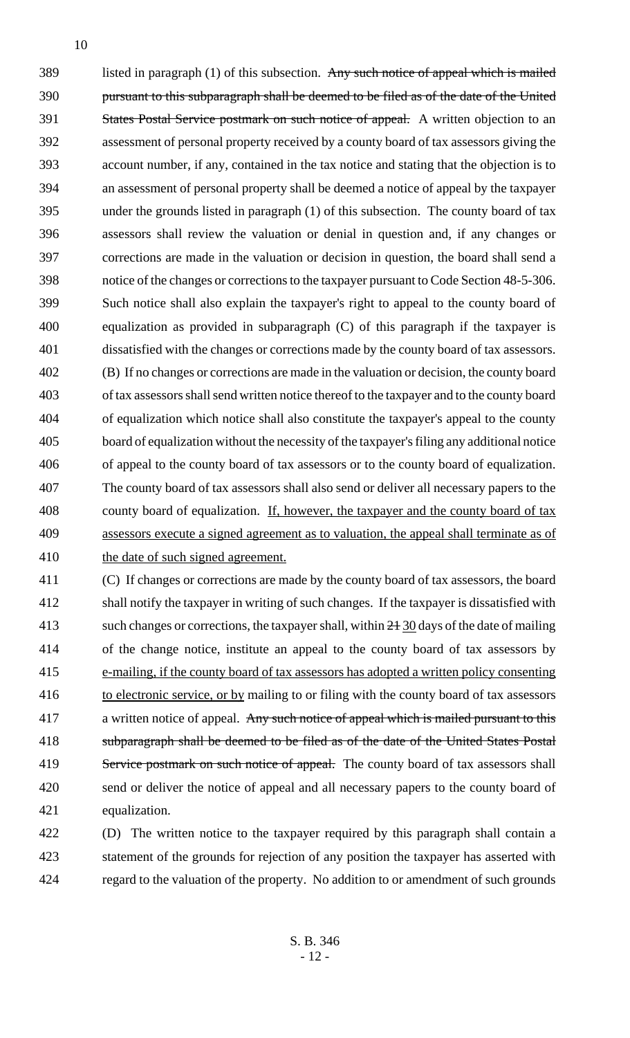listed in paragraph (1) of this subsection. ~~Any such notice of appeal which is mailed pursuant to this subparagraph shall be deemed to be filed as of the date of the United States Postal Service postmark on such notice of appeal.~~ A written objection to an assessment of personal property received by a county board of tax assessors giving the account number, if any, contained in the tax notice and stating that the objection is to an assessment of personal property shall be deemed a notice of appeal by the taxpayer under the grounds listed in paragraph (1) of this subsection. The county board of tax assessors shall review the valuation or denial in question and, if any changes or corrections are made in the valuation or decision in question, the board shall send a notice of the changes or corrections to the taxpayer pursuant to Code Section 48-5-306. Such notice shall also explain the taxpayer's right to appeal to the county board of equalization as provided in subparagraph (C) of this paragraph if the taxpayer is dissatisfied with the changes or corrections made by the county board of tax assessors.

(B) If no changes or corrections are made in the valuation or decision, the county board of tax assessors shall send written notice thereof to the taxpayer and to the county board of equalization which notice shall also constitute the taxpayer's appeal to the county board of equalization without the necessity of the taxpayer's filing any additional notice of appeal to the county board of tax assessors or to the county board of equalization. The county board of tax assessors shall also send or deliver all necessary papers to the county board of equalization. <u>If, however, the taxpayer and the county board of tax assessors execute a signed agreement as to valuation, the appeal shall terminate as of the date of such signed agreement.</u>

(C) If changes or corrections are made by the county board of tax assessors, the board shall notify the taxpayer in writing of such changes. If the taxpayer is dissatisfied with such changes or corrections, the taxpayer shall, within ~~21~~ <u>30</u> days of the date of mailing of the change notice, institute an appeal to the county board of tax assessors by <u>e-mailing, if the county board of tax assessors has adopted a written policy consenting to electronic service, or by</u> mailing to or filing with the county board of tax assessors a written notice of appeal. ~~Any such notice of appeal which is mailed pursuant to this subparagraph shall be deemed to be filed as of the date of the United States Postal Service postmark on such notice of appeal.~~ The county board of tax assessors shall send or deliver the notice of appeal and all necessary papers to the county board of equalization.

(D) The written notice to the taxpayer required by this paragraph shall contain a statement of the grounds for rejection of any position the taxpayer has asserted with regard to the valuation of the property. No addition to or amendment of such grounds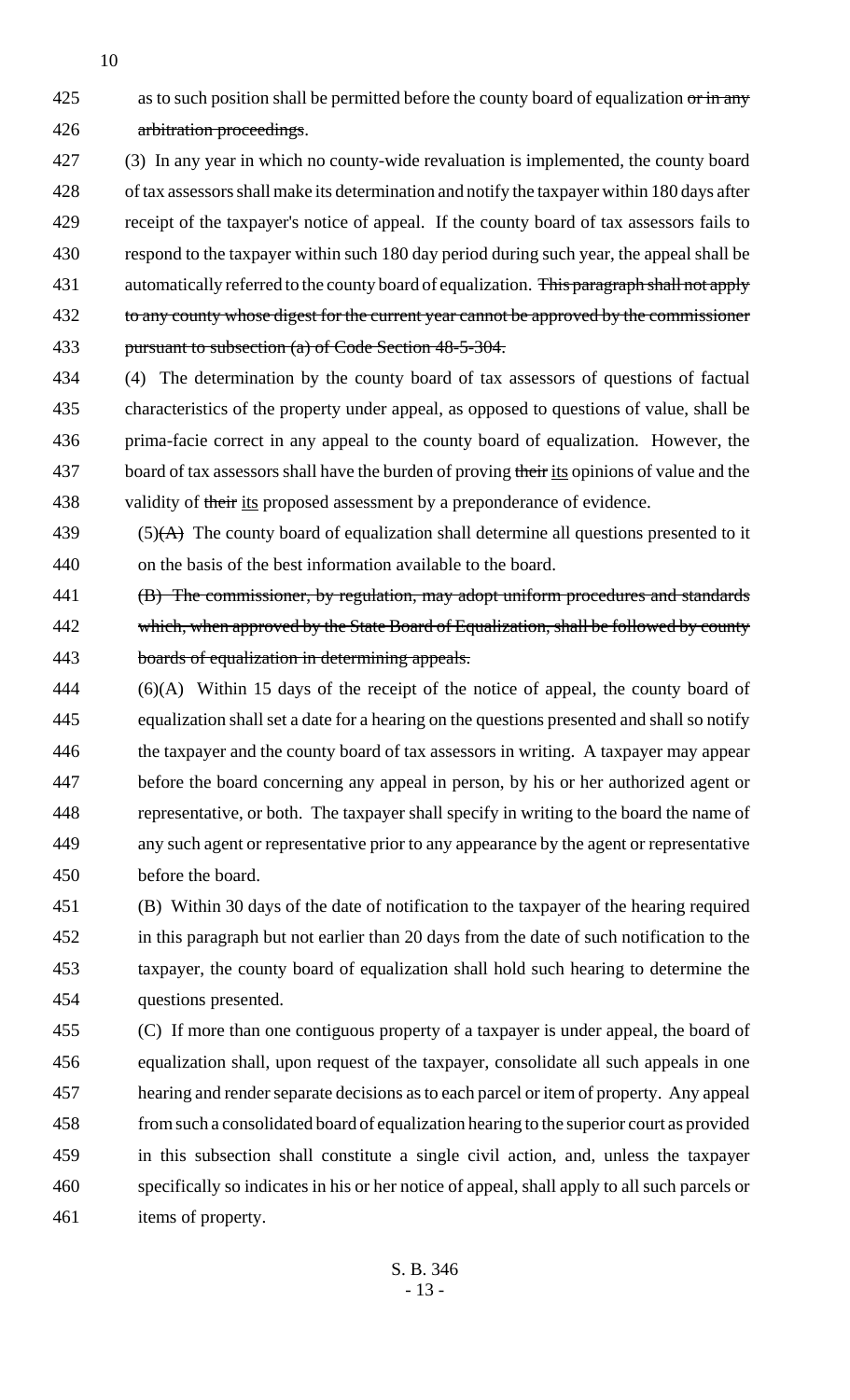as to such position shall be permitted before the county board of equalization ~~or in any arbitration proceedings~~.

(3) In any year in which no county-wide revaluation is implemented, the county board of tax assessors shall make its determination and notify the taxpayer within 180 days after receipt of the taxpayer's notice of appeal. If the county board of tax assessors fails to respond to the taxpayer within such 180 day period during such year, the appeal shall be automatically referred to the county board of equalization. ~~This paragraph shall not apply to any county whose digest for the current year cannot be approved by the commissioner pursuant to subsection (a) of Code Section 48-5-304.~~

(4) The determination by the county board of tax assessors of questions of factual characteristics of the property under appeal, as opposed to questions of value, shall be prima-facie correct in any appeal to the county board of equalization. However, the board of tax assessors shall have the burden of proving ~~their~~ <u>its</u> opinions of value and the validity of ~~their~~ <u>its</u> proposed assessment by a preponderance of evidence.

(5)~~(A)~~ The county board of equalization shall determine all questions presented to it on the basis of the best information available to the board.

~~(B) The commissioner, by regulation, may adopt uniform procedures and standards which, when approved by the State Board of Equalization, shall be followed by county boards of equalization in determining appeals.~~

(6)(A) Within 15 days of the receipt of the notice of appeal, the county board of equalization shall set a date for a hearing on the questions presented and shall so notify the taxpayer and the county board of tax assessors in writing. A taxpayer may appear before the board concerning any appeal in person, by his or her authorized agent or representative, or both. The taxpayer shall specify in writing to the board the name of any such agent or representative prior to any appearance by the agent or representative before the board.

(B) Within 30 days of the date of notification to the taxpayer of the hearing required in this paragraph but not earlier than 20 days from the date of such notification to the taxpayer, the county board of equalization shall hold such hearing to determine the questions presented.

(C) If more than one contiguous property of a taxpayer is under appeal, the board of equalization shall, upon request of the taxpayer, consolidate all such appeals in one hearing and render separate decisions as to each parcel or item of property. Any appeal from such a consolidated board of equalization hearing to the superior court as provided in this subsection shall constitute a single civil action, and, unless the taxpayer specifically so indicates in his or her notice of appeal, shall apply to all such parcels or items of property.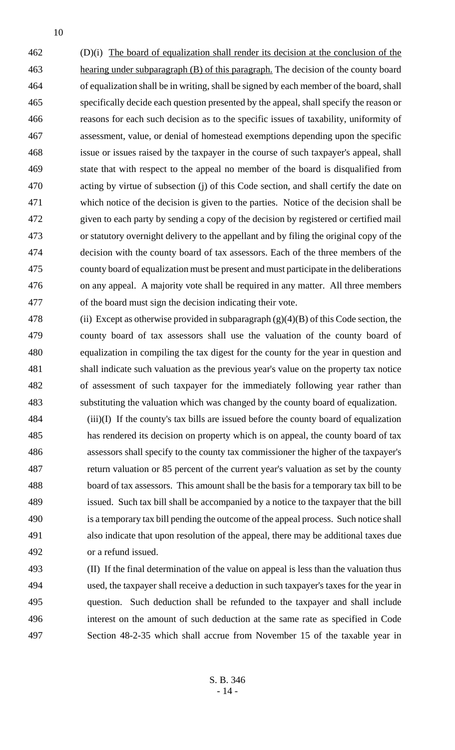(D)(i) <u>The board of equalization shall render its decision at the conclusion of the hearing under subparagraph (B) of this paragraph.</u> The decision of the county board of equalization shall be in writing, shall be signed by each member of the board, shall specifically decide each question presented by the appeal, shall specify the reason or reasons for each such decision as to the specific issues of taxability, uniformity of assessment, value, or denial of homestead exemptions depending upon the specific issue or issues raised by the taxpayer in the course of such taxpayer's appeal, shall state that with respect to the appeal no member of the board is disqualified from acting by virtue of subsection (j) of this Code section, and shall certify the date on which notice of the decision is given to the parties. Notice of the decision shall be given to each party by sending a copy of the decision by registered or certified mail or statutory overnight delivery to the appellant and by filing the original copy of the decision with the county board of tax assessors. Each of the three members of the county board of equalization must be present and must participate in the deliberations on any appeal. A majority vote shall be required in any matter. All three members of the board must sign the decision indicating their vote.

(ii) Except as otherwise provided in subparagraph (g)(4)(B) of this Code section, the county board of tax assessors shall use the valuation of the county board of equalization in compiling the tax digest for the county for the year in question and shall indicate such valuation as the previous year's value on the property tax notice of assessment of such taxpayer for the immediately following year rather than substituting the valuation which was changed by the county board of equalization.

(iii)(I) If the county's tax bills are issued before the county board of equalization has rendered its decision on property which is on appeal, the county board of tax assessors shall specify to the county tax commissioner the higher of the taxpayer's return valuation or 85 percent of the current year's valuation as set by the county board of tax assessors. This amount shall be the basis for a temporary tax bill to be issued. Such tax bill shall be accompanied by a notice to the taxpayer that the bill is a temporary tax bill pending the outcome of the appeal process. Such notice shall also indicate that upon resolution of the appeal, there may be additional taxes due or a refund issued.

(II) If the final determination of the value on appeal is less than the valuation thus used, the taxpayer shall receive a deduction in such taxpayer's taxes for the year in question. Such deduction shall be refunded to the taxpayer and shall include interest on the amount of such deduction at the same rate as specified in Code Section 48-2-35 which shall accrue from November 15 of the taxable year in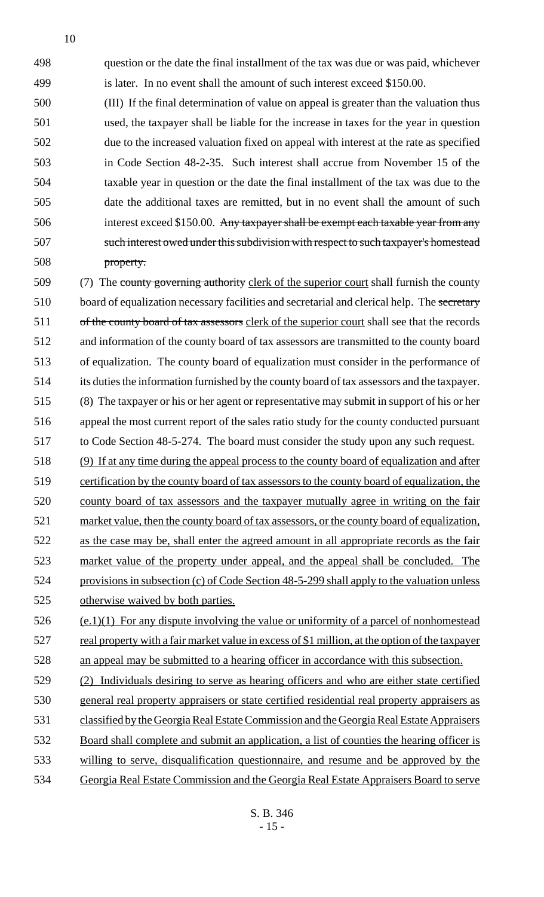question or the date the final installment of the tax was due or was paid, whichever is later. In no event shall the amount of such interest exceed $150.00.

(III) If the final determination of value on appeal is greater than the valuation thus used, the taxpayer shall be liable for the increase in taxes for the year in question due to the increased valuation fixed on appeal with interest at the rate as specified in Code Section 48-2-35. Such interest shall accrue from November 15 of the taxable year in question or the date the final installment of the tax was due to the date the additional taxes are remitted, but in no event shall the amount of such interest exceed $150.00. ~~Any taxpayer shall be exempt each taxable year from any such interest owed under this subdivision with respect to such taxpayer's homestead property.~~

(7) The ~~county governing authority~~ clerk of the superior court shall furnish the county board of equalization necessary facilities and secretarial and clerical help. The ~~secretary of the county board of tax assessors~~ clerk of the superior court shall see that the records and information of the county board of tax assessors are transmitted to the county board of equalization. The county board of equalization must consider in the performance of its duties the information furnished by the county board of tax assessors and the taxpayer.

(8) The taxpayer or his or her agent or representative may submit in support of his or her appeal the most current report of the sales ratio study for the county conducted pursuant to Code Section 48-5-274. The board must consider the study upon any such request.

(9) If at any time during the appeal process to the county board of equalization and after certification by the county board of tax assessors to the county board of equalization, the county board of tax assessors and the taxpayer mutually agree in writing on the fair market value, then the county board of tax assessors, or the county board of equalization, as the case may be, shall enter the agreed amount in all appropriate records as the fair market value of the property under appeal, and the appeal shall be concluded. The provisions in subsection (c) of Code Section 48-5-299 shall apply to the valuation unless otherwise waived by both parties.

(e.1)(1) For any dispute involving the value or uniformity of a parcel of nonhomestead real property with a fair market value in excess of $1 million, at the option of the taxpayer an appeal may be submitted to a hearing officer in accordance with this subsection.

(2) Individuals desiring to serve as hearing officers and who are either state certified general real property appraisers or state certified residential real property appraisers as classified by the Georgia Real Estate Commission and the Georgia Real Estate Appraisers Board shall complete and submit an application, a list of counties the hearing officer is willing to serve, disqualification questionnaire, and resume and be approved by the Georgia Real Estate Commission and the Georgia Real Estate Appraisers Board to serve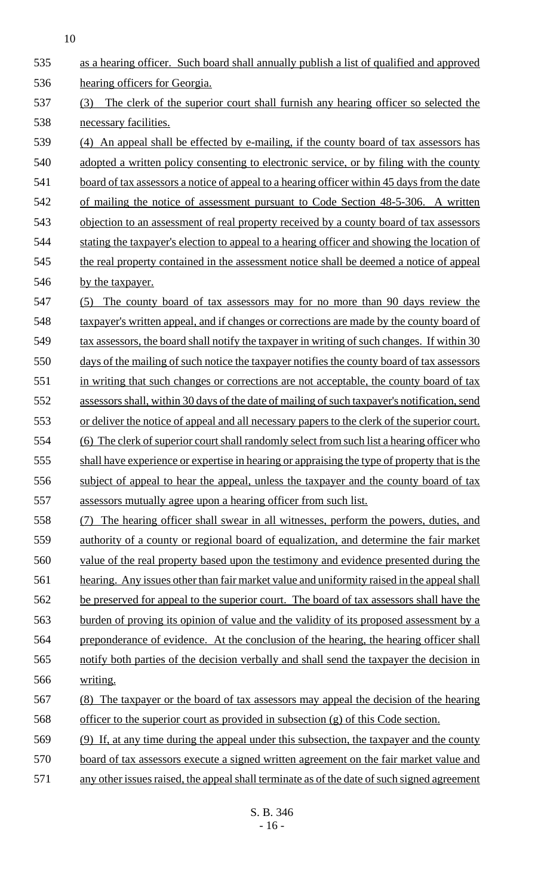as a hearing officer. Such board shall annually publish a list of qualified and approved hearing officers for Georgia.

(3) The clerk of the superior court shall furnish any hearing officer so selected the necessary facilities.

(4) An appeal shall be effected by e-mailing, if the county board of tax assessors has adopted a written policy consenting to electronic service, or by filing with the county board of tax assessors a notice of appeal to a hearing officer within 45 days from the date of mailing the notice of assessment pursuant to Code Section 48-5-306. A written objection to an assessment of real property received by a county board of tax assessors stating the taxpayer's election to appeal to a hearing officer and showing the location of the real property contained in the assessment notice shall be deemed a notice of appeal by the taxpayer.

(5) The county board of tax assessors may for no more than 90 days review the taxpayer's written appeal, and if changes or corrections are made by the county board of tax assessors, the board shall notify the taxpayer in writing of such changes. If within 30 days of the mailing of such notice the taxpayer notifies the county board of tax assessors in writing that such changes or corrections are not acceptable, the county board of tax assessors shall, within 30 days of the date of mailing of such taxpayer's notification, send or deliver the notice of appeal and all necessary papers to the clerk of the superior court.

(6) The clerk of superior court shall randomly select from such list a hearing officer who shall have experience or expertise in hearing or appraising the type of property that is the subject of appeal to hear the appeal, unless the taxpayer and the county board of tax assessors mutually agree upon a hearing officer from such list.

(7) The hearing officer shall swear in all witnesses, perform the powers, duties, and authority of a county or regional board of equalization, and determine the fair market value of the real property based upon the testimony and evidence presented during the hearing. Any issues other than fair market value and uniformity raised in the appeal shall be preserved for appeal to the superior court. The board of tax assessors shall have the burden of proving its opinion of value and the validity of its proposed assessment by a preponderance of evidence. At the conclusion of the hearing, the hearing officer shall notify both parties of the decision verbally and shall send the taxpayer the decision in writing.

(8) The taxpayer or the board of tax assessors may appeal the decision of the hearing officer to the superior court as provided in subsection (g) of this Code section.

(9) If, at any time during the appeal under this subsection, the taxpayer and the county board of tax assessors execute a signed written agreement on the fair market value and any other issues raised, the appeal shall terminate as of the date of such signed agreement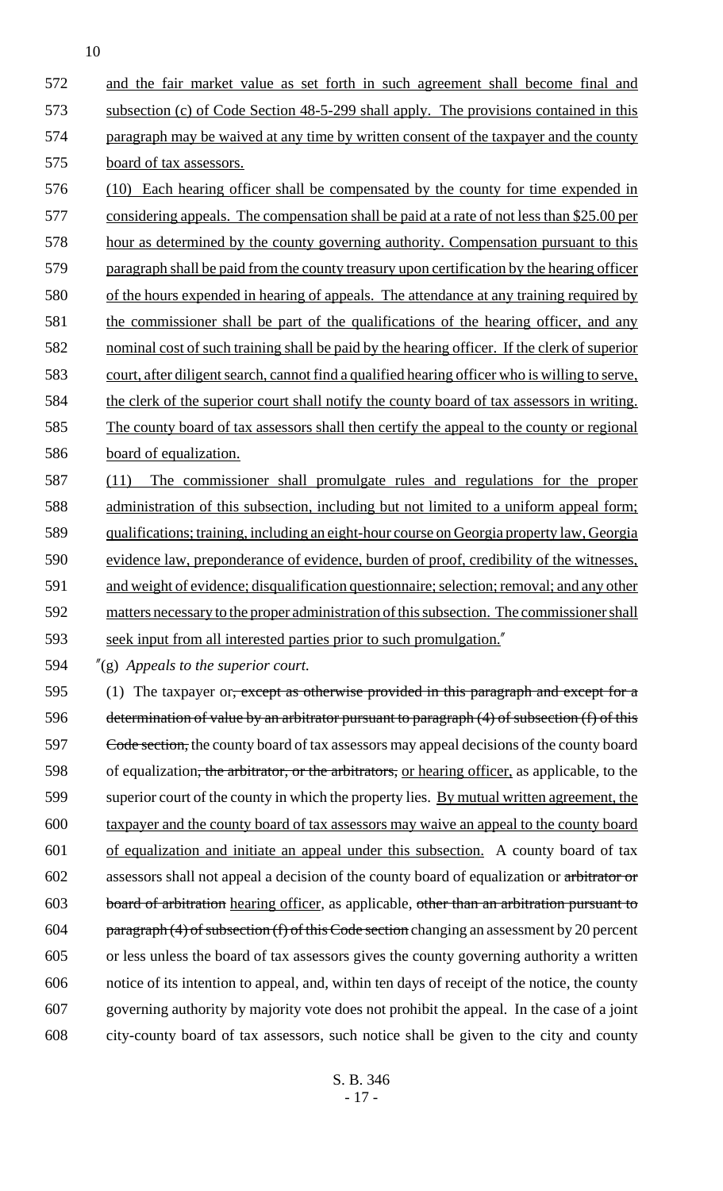and the fair market value as set forth in such agreement shall become final and subsection (c) of Code Section 48-5-299 shall apply. The provisions contained in this paragraph may be waived at any time by written consent of the taxpayer and the county board of tax assessors.

(10) Each hearing officer shall be compensated by the county for time expended in considering appeals. The compensation shall be paid at a rate of not less than $25.00 per hour as determined by the county governing authority. Compensation pursuant to this paragraph shall be paid from the county treasury upon certification by the hearing officer of the hours expended in hearing of appeals. The attendance at any training required by the commissioner shall be part of the qualifications of the hearing officer, and any nominal cost of such training shall be paid by the hearing officer. If the clerk of superior court, after diligent search, cannot find a qualified hearing officer who is willing to serve, the clerk of the superior court shall notify the county board of tax assessors in writing. The county board of tax assessors shall then certify the appeal to the county or regional board of equalization.

(11) The commissioner shall promulgate rules and regulations for the proper administration of this subsection, including but not limited to a uniform appeal form; qualifications; training, including an eight-hour course on Georgia property law, Georgia evidence law, preponderance of evidence, burden of proof, credibility of the witnesses, and weight of evidence; disqualification questionnaire; selection; removal; and any other matters necessary to the proper administration of this subsection. The commissioner shall seek input from all interested parties prior to such promulgation."

"(g) *Appeals to the superior court.*

(1) The taxpayer or, except as otherwise provided in this paragraph and except for a determination of value by an arbitrator pursuant to paragraph (4) of subsection (f) of this Code section, the county board of tax assessors may appeal decisions of the county board of equalization, the arbitrator, or the arbitrators, or hearing officer, as applicable, to the superior court of the county in which the property lies. By mutual written agreement, the taxpayer and the county board of tax assessors may waive an appeal to the county board of equalization and initiate an appeal under this subsection. A county board of tax assessors shall not appeal a decision of the county board of equalization or arbitrator or board of arbitration hearing officer, as applicable, other than an arbitration pursuant to paragraph (4) of subsection (f) of this Code section changing an assessment by 20 percent or less unless the board of tax assessors gives the county governing authority a written notice of its intention to appeal, and, within ten days of receipt of the notice, the county governing authority by majority vote does not prohibit the appeal. In the case of a joint city-county board of tax assessors, such notice shall be given to the city and county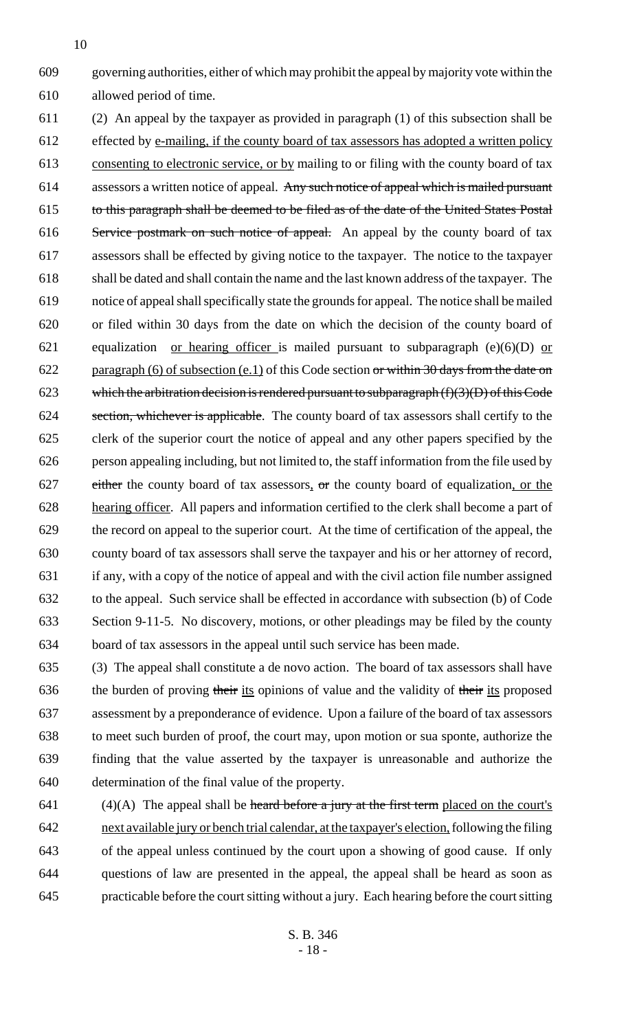governing authorities, either of which may prohibit the appeal by majority vote within the allowed period of time.

(2) An appeal by the taxpayer as provided in paragraph (1) of this subsection shall be effected by e-mailing, if the county board of tax assessors has adopted a written policy consenting to electronic service, or by mailing to or filing with the county board of tax assessors a written notice of appeal. ~~Any such notice of appeal which is mailed pursuant to this paragraph shall be deemed to be filed as of the date of the United States Postal Service postmark on such notice of appeal.~~ An appeal by the county board of tax assessors shall be effected by giving notice to the taxpayer. The notice to the taxpayer shall be dated and shall contain the name and the last known address of the taxpayer. The notice of appeal shall specifically state the grounds for appeal. The notice shall be mailed or filed within 30 days from the date on which the decision of the county board of equalization or hearing officer is mailed pursuant to subparagraph (e)(6)(D) or paragraph (6) of subsection (e.1) of this Code section ~~or within 30 days from the date on which the arbitration decision is rendered pursuant to subparagraph (f)(3)(D) of this Code section, whichever is applicable~~. The county board of tax assessors shall certify to the clerk of the superior court the notice of appeal and any other papers specified by the person appealing including, but not limited to, the staff information from the file used by ~~either~~ the county board of tax assessors, ~~or~~ the county board of equalization, or the hearing officer. All papers and information certified to the clerk shall become a part of the record on appeal to the superior court. At the time of certification of the appeal, the county board of tax assessors shall serve the taxpayer and his or her attorney of record, if any, with a copy of the notice of appeal and with the civil action file number assigned to the appeal. Such service shall be effected in accordance with subsection (b) of Code Section 9-11-5. No discovery, motions, or other pleadings may be filed by the county board of tax assessors in the appeal until such service has been made.

(3) The appeal shall constitute a de novo action. The board of tax assessors shall have the burden of proving ~~their~~ its opinions of value and the validity of ~~their~~ its proposed assessment by a preponderance of evidence. Upon a failure of the board of tax assessors to meet such burden of proof, the court may, upon motion or sua sponte, authorize the finding that the value asserted by the taxpayer is unreasonable and authorize the determination of the final value of the property.

(4)(A) The appeal shall be ~~heard before a jury at the first term~~ placed on the court's next available jury or bench trial calendar, at the taxpayer's election, following the filing of the appeal unless continued by the court upon a showing of good cause. If only questions of law are presented in the appeal, the appeal shall be heard as soon as practicable before the court sitting without a jury. Each hearing before the court sitting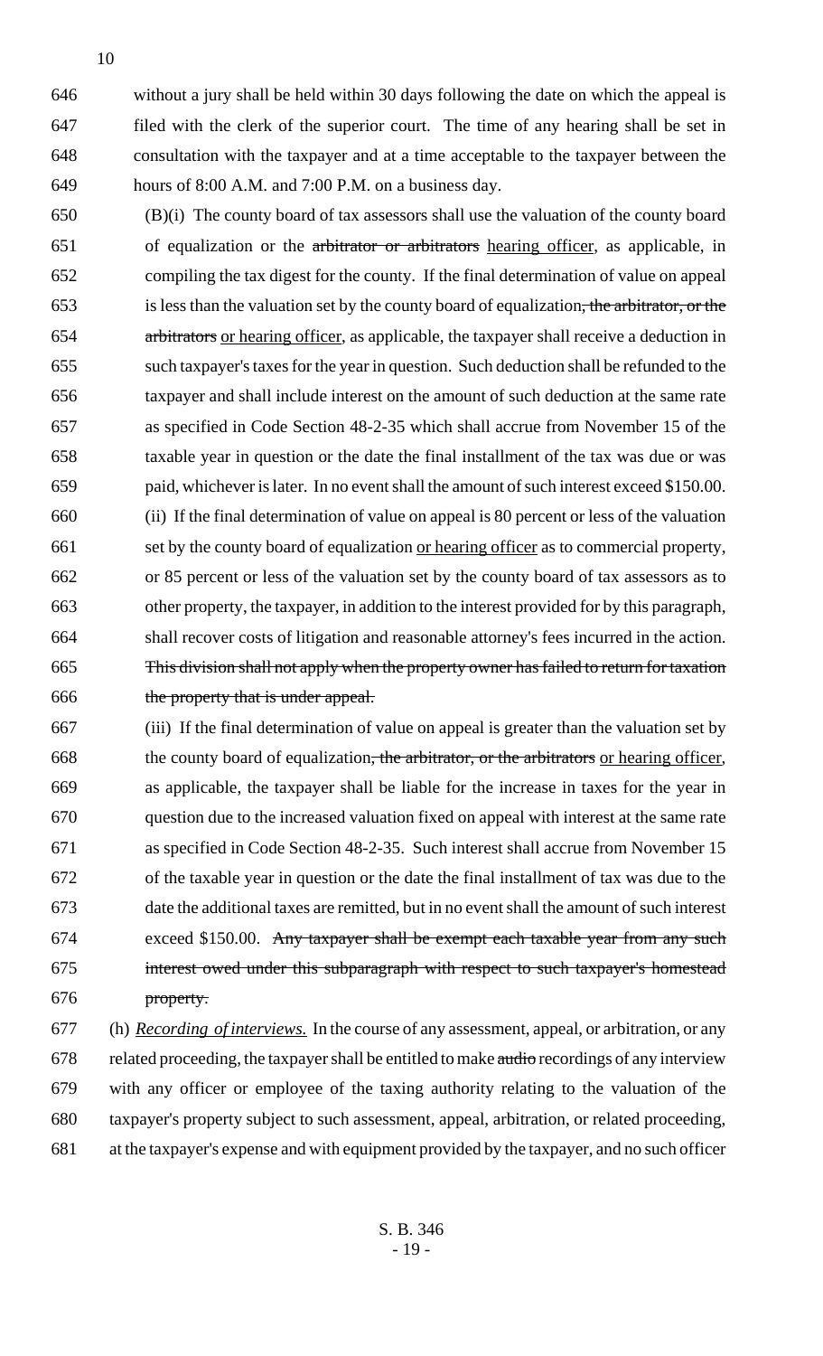without a jury shall be held within 30 days following the date on which the appeal is filed with the clerk of the superior court. The time of any hearing shall be set in consultation with the taxpayer and at a time acceptable to the taxpayer between the hours of 8:00 A.M. and 7:00 P.M. on a business day.

(B)(i) The county board of tax assessors shall use the valuation of the county board of equalization or the ~~arbitrator or arbitrators~~ hearing officer, as applicable, in compiling the tax digest for the county. If the final determination of value on appeal is less than the valuation set by the county board of equalization~~, the arbitrator, or the arbitrators~~ or hearing officer, as applicable, the taxpayer shall receive a deduction in such taxpayer's taxes for the year in question. Such deduction shall be refunded to the taxpayer and shall include interest on the amount of such deduction at the same rate as specified in Code Section 48-2-35 which shall accrue from November 15 of the taxable year in question or the date the final installment of the tax was due or was paid, whichever is later. In no event shall the amount of such interest exceed $150.00.

(ii) If the final determination of value on appeal is 80 percent or less of the valuation set by the county board of equalization or hearing officer as to commercial property, or 85 percent or less of the valuation set by the county board of tax assessors as to other property, the taxpayer, in addition to the interest provided for by this paragraph, shall recover costs of litigation and reasonable attorney's fees incurred in the action. ~~This division shall not apply when the property owner has failed to return for taxation the property that is under appeal.~~

(iii) If the final determination of value on appeal is greater than the valuation set by the county board of equalization~~, the arbitrator, or the arbitrators~~ or hearing officer, as applicable, the taxpayer shall be liable for the increase in taxes for the year in question due to the increased valuation fixed on appeal with interest at the same rate as specified in Code Section 48-2-35. Such interest shall accrue from November 15 of the taxable year in question or the date the final installment of tax was due to the date the additional taxes are remitted, but in no event shall the amount of such interest exceed $150.00. ~~Any taxpayer shall be exempt each taxable year from any such interest owed under this subparagraph with respect to such taxpayer's homestead property.~~

(h) *Recording of interviews.* In the course of any assessment, appeal, or arbitration, or any related proceeding, the taxpayer shall be entitled to make ~~audio~~ recordings of any interview with any officer or employee of the taxing authority relating to the valuation of the taxpayer's property subject to such assessment, appeal, arbitration, or related proceeding, at the taxpayer's expense and with equipment provided by the taxpayer, and no such officer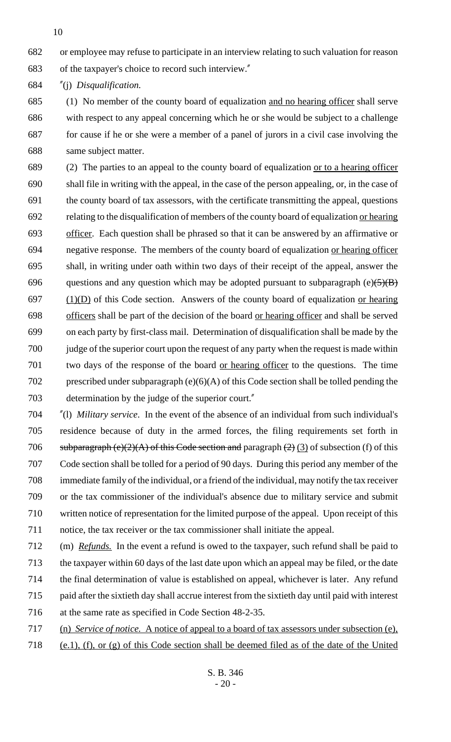or employee may refuse to participate in an interview relating to such valuation for reason of the taxpayer's choice to record such interview."

"(j) *Disqualification.*

(1) No member of the county board of equalization and no hearing officer shall serve with respect to any appeal concerning which he or she would be subject to a challenge for cause if he or she were a member of a panel of jurors in a civil case involving the same subject matter.

(2) The parties to an appeal to the county board of equalization or to a hearing officer shall file in writing with the appeal, in the case of the person appealing, or, in the case of the county board of tax assessors, with the certificate transmitting the appeal, questions relating to the disqualification of members of the county board of equalization or hearing officer. Each question shall be phrased so that it can be answered by an affirmative or negative response. The members of the county board of equalization or hearing officer shall, in writing under oath within two days of their receipt of the appeal, answer the questions and any question which may be adopted pursuant to subparagraph (e)~~(5)(B)~~ (1)(D) of this Code section. Answers of the county board of equalization or hearing officers shall be part of the decision of the board or hearing officer and shall be served on each party by first-class mail. Determination of disqualification shall be made by the judge of the superior court upon the request of any party when the request is made within two days of the response of the board or hearing officer to the questions. The time prescribed under subparagraph (e)(6)(A) of this Code section shall be tolled pending the determination by the judge of the superior court."

"(l) *Military service*. In the event of the absence of an individual from such individual's residence because of duty in the armed forces, the filing requirements set forth in ~~subparagraph (e)(2)(A) of this Code section and~~ paragraph ~~(2)~~ (3) of subsection (f) of this Code section shall be tolled for a period of 90 days. During this period any member of the immediate family of the individual, or a friend of the individual, may notify the tax receiver or the tax commissioner of the individual's absence due to military service and submit written notice of representation for the limited purpose of the appeal. Upon receipt of this notice, the tax receiver or the tax commissioner shall initiate the appeal.

(m) *Refunds.* In the event a refund is owed to the taxpayer, such refund shall be paid to the taxpayer within 60 days of the last date upon which an appeal may be filed, or the date the final determination of value is established on appeal, whichever is later. Any refund paid after the sixtieth day shall accrue interest from the sixtieth day until paid with interest at the same rate as specified in Code Section 48-2-35.

(n) *Service of notice.* A notice of appeal to a board of tax assessors under subsection (e), (e.1), (f), or (g) of this Code section shall be deemed filed as of the date of the United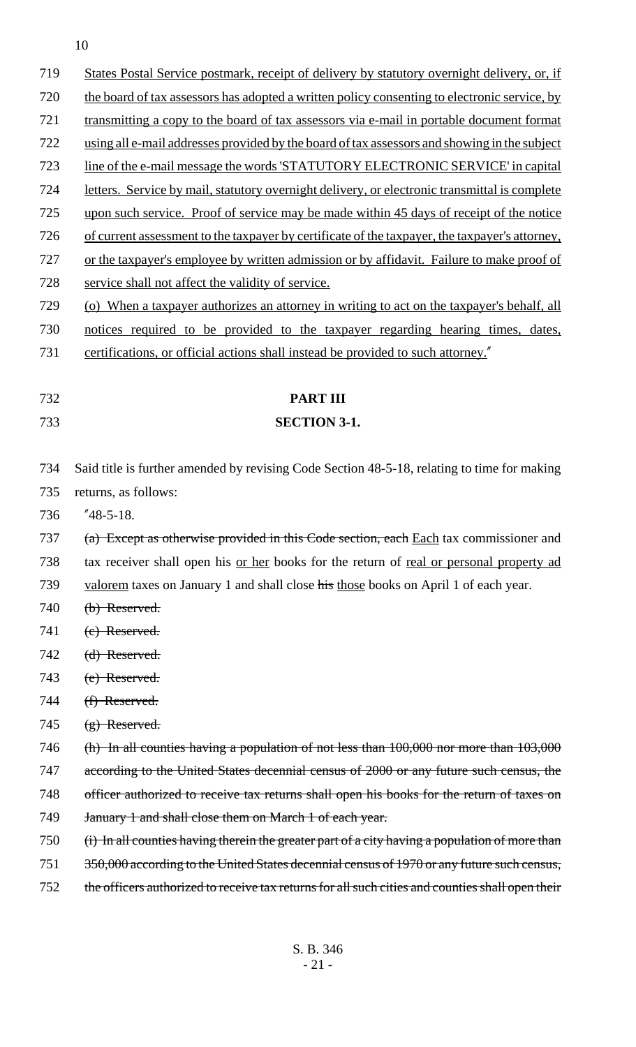States Postal Service postmark, receipt of delivery by statutory overnight delivery, or, if the board of tax assessors has adopted a written policy consenting to electronic service, by transmitting a copy to the board of tax assessors via e-mail in portable document format using all e-mail addresses provided by the board of tax assessors and showing in the subject line of the e-mail message the words 'STATUTORY ELECTRONIC SERVICE' in capital letters. Service by mail, statutory overnight delivery, or electronic transmittal is complete upon such service. Proof of service may be made within 45 days of receipt of the notice of current assessment to the taxpayer by certificate of the taxpayer, the taxpayer's attorney, or the taxpayer's employee by written admission or by affidavit. Failure to make proof of service shall not affect the validity of service.

(o) When a taxpayer authorizes an attorney in writing to act on the taxpayer's behalf, all notices required to be provided to the taxpayer regarding hearing times, dates, certifications, or official actions shall instead be provided to such attorney."

**PART III**

**SECTION 3-1.**

Said title is further amended by revising Code Section 48-5-18, relating to time for making returns, as follows:

"48-5-18.

~~(a) Except as otherwise provided in this Code section, each~~ Each tax commissioner and tax receiver shall open his or her books for the return of real or personal property ad valorem taxes on January 1 and shall close ~~his~~ those books on April 1 of each year.

~~(b) Reserved.~~

~~(c) Reserved.~~

~~(d) Reserved.~~

~~(e) Reserved.~~

~~(f) Reserved.~~

~~(g) Reserved.~~

~~(h) In all counties having a population of not less than 100,000 nor more than 103,000 according to the United States decennial census of 2000 or any future such census, the officer authorized to receive tax returns shall open his books for the return of taxes on January 1 and shall close them on March 1 of each year.~~

~~(i) In all counties having therein the greater part of a city having a population of more than 350,000 according to the United States decennial census of 1970 or any future such census, the officers authorized to receive tax returns for all such cities and counties shall open their~~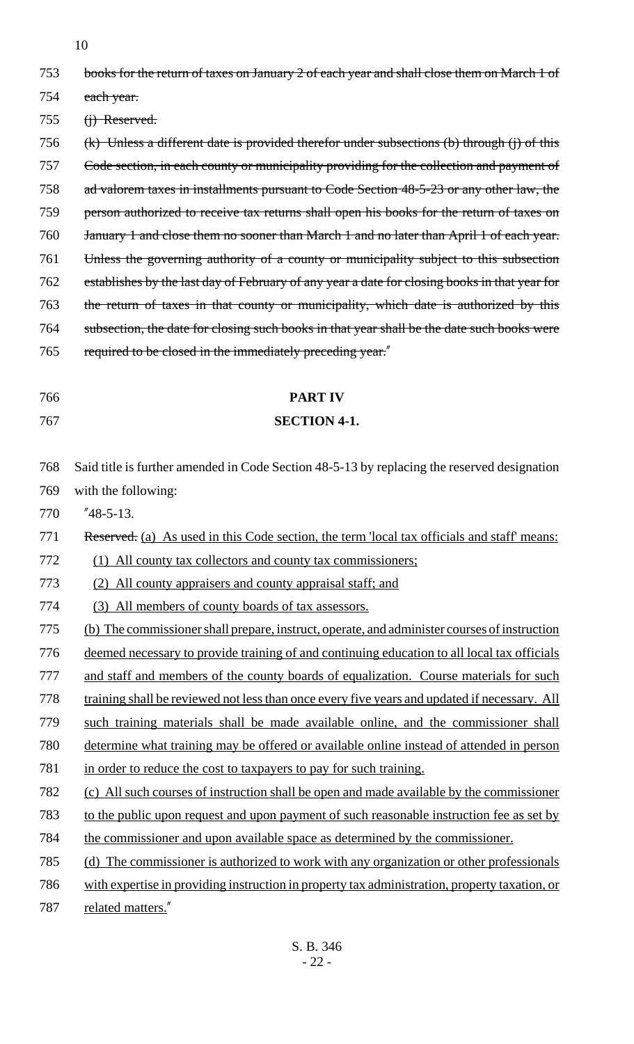~~books for the return of taxes on January 2 of each year and shall close them on March 1 of each year.~~

~~(j) Reserved.~~

~~(k) Unless a different date is provided therefor under subsections (b) through (j) of this Code section, in each county or municipality providing for the collection and payment of ad valorem taxes in installments pursuant to Code Section 48-5-23 or any other law, the person authorized to receive tax returns shall open his books for the return of taxes on January 1 and close them no sooner than March 1 and no later than April 1 of each year. Unless the governing authority of a county or municipality subject to this subsection establishes by the last day of February of any year a date for closing books in that year for the return of taxes in that county or municipality, which date is authorized by this subsection, the date for closing such books in that year shall be the date such books were required to be closed in the immediately preceding year.~~"

**PART IV**

**SECTION 4-1.**

Said title is further amended in Code Section 48-5-13 by replacing the reserved designation with the following:

"48-5-13.

~~Reserved.~~ (a) As used in this Code section, the term 'local tax officials and staff' means:

(1) All county tax collectors and county tax commissioners;

(2) All county appraisers and county appraisal staff; and

(3) All members of county boards of tax assessors.

(b) The commissioner shall prepare, instruct, operate, and administer courses of instruction deemed necessary to provide training of and continuing education to all local tax officials and staff and members of the county boards of equalization. Course materials for such training shall be reviewed not less than once every five years and updated if necessary. All such training materials shall be made available online, and the commissioner shall determine what training may be offered or available online instead of attended in person in order to reduce the cost to taxpayers to pay for such training.

(c) All such courses of instruction shall be open and made available by the commissioner to the public upon request and upon payment of such reasonable instruction fee as set by the commissioner and upon available space as determined by the commissioner.

(d) The commissioner is authorized to work with any organization or other professionals with expertise in providing instruction in property tax administration, property taxation, or related matters."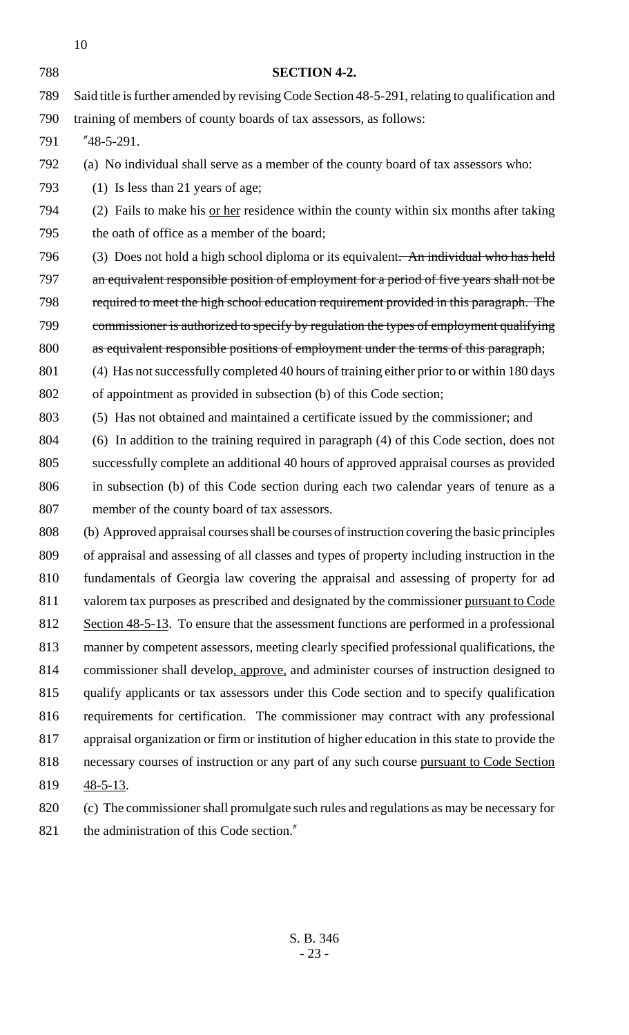**SECTION 4-2.**

Said title is further amended by revising Code Section 48-5-291, relating to qualification and training of members of county boards of tax assessors, as follows:

"48-5-291.

(a) No individual shall serve as a member of the county board of tax assessors who:

(1) Is less than 21 years of age;

(2) Fails to make his or her residence within the county within six months after taking the oath of office as a member of the board;

(3) Does not hold a high school diploma or its equivalent. ~~An individual who has held an equivalent responsible position of employment for a period of five years shall not be required to meet the high school education requirement provided in this paragraph. The commissioner is authorized to specify by regulation the types of employment qualifying as equivalent responsible positions of employment under the terms of this paragraph~~;

(4) Has not successfully completed 40 hours of training either prior to or within 180 days of appointment as provided in subsection (b) of this Code section;

(5) Has not obtained and maintained a certificate issued by the commissioner; and

(6) In addition to the training required in paragraph (4) of this Code section, does not successfully complete an additional 40 hours of approved appraisal courses as provided in subsection (b) of this Code section during each two calendar years of tenure as a member of the county board of tax assessors.

(b) Approved appraisal courses shall be courses of instruction covering the basic principles of appraisal and assessing of all classes and types of property including instruction in the fundamentals of Georgia law covering the appraisal and assessing of property for ad valorem tax purposes as prescribed and designated by the commissioner pursuant to Code Section 48-5-13. To ensure that the assessment functions are performed in a professional manner by competent assessors, meeting clearly specified professional qualifications, the commissioner shall develop, approve, and administer courses of instruction designed to qualify applicants or tax assessors under this Code section and to specify qualification requirements for certification. The commissioner may contract with any professional appraisal organization or firm or institution of higher education in this state to provide the necessary courses of instruction or any part of any such course pursuant to Code Section 48-5-13.

(c) The commissioner shall promulgate such rules and regulations as may be necessary for the administration of this Code section."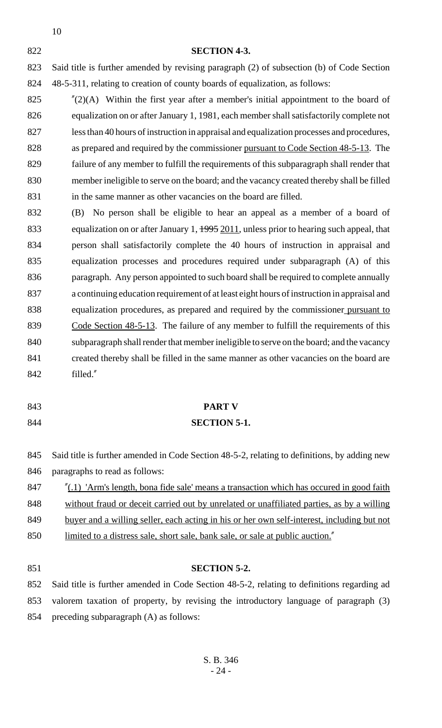**SECTION 4-3.**

Said title is further amended by revising paragraph (2) of subsection (b) of Code Section 48-5-311, relating to creation of county boards of equalization, as follows:

"(2)(A) Within the first year after a member's initial appointment to the board of equalization on or after January 1, 1981, each member shall satisfactorily complete not less than 40 hours of instruction in appraisal and equalization processes and procedures, as prepared and required by the commissioner pursuant to Code Section 48-5-13. The failure of any member to fulfill the requirements of this subparagraph shall render that member ineligible to serve on the board; and the vacancy created thereby shall be filled in the same manner as other vacancies on the board are filled.

(B) No person shall be eligible to hear an appeal as a member of a board of equalization on or after January 1, ~~1995~~ 2011, unless prior to hearing such appeal, that person shall satisfactorily complete the 40 hours of instruction in appraisal and equalization processes and procedures required under subparagraph (A) of this paragraph. Any person appointed to such board shall be required to complete annually a continuing education requirement of at least eight hours of instruction in appraisal and equalization procedures, as prepared and required by the commissioner pursuant to Code Section 48-5-13. The failure of any member to fulfill the requirements of this subparagraph shall render that member ineligible to serve on the board; and the vacancy created thereby shall be filled in the same manner as other vacancies on the board are filled."

**PART V**

**SECTION 5-1.**

Said title is further amended in Code Section 48-5-2, relating to definitions, by adding new paragraphs to read as follows:

"(.1) 'Arm's length, bona fide sale' means a transaction which has occured in good faith without fraud or deceit carried out by unrelated or unaffiliated parties, as by a willing buyer and a willing seller, each acting in his or her own self-interest, including but not limited to a distress sale, short sale, bank sale, or sale at public auction."

**SECTION 5-2.**

Said title is further amended in Code Section 48-5-2, relating to definitions regarding ad valorem taxation of property, by revising the introductory language of paragraph (3) preceding subparagraph (A) as follows: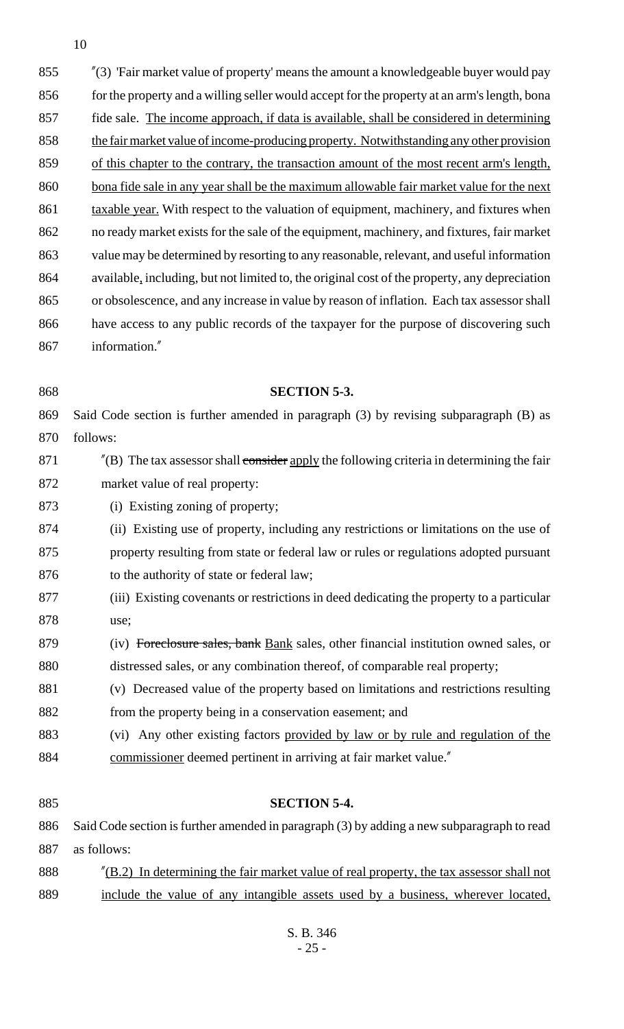"(3) 'Fair market value of property' means the amount a knowledgeable buyer would pay for the property and a willing seller would accept for the property at an arm's length, bona fide sale. The income approach, if data is available, shall be considered in determining the fair market value of income-producing property. Notwithstanding any other provision of this chapter to the contrary, the transaction amount of the most recent arm's length, bona fide sale in any year shall be the maximum allowable fair market value for the next taxable year. With respect to the valuation of equipment, machinery, and fixtures when no ready market exists for the sale of the equipment, machinery, and fixtures, fair market value may be determined by resorting to any reasonable, relevant, and useful information available, including, but not limited to, the original cost of the property, any depreciation or obsolescence, and any increase in value by reason of inflation. Each tax assessor shall have access to any public records of the taxpayer for the purpose of discovering such information."

**SECTION 5-3.**

Said Code section is further amended in paragraph (3) by revising subparagraph (B) as follows:

"(B) The tax assessor shall ~~consider~~ apply the following criteria in determining the fair market value of real property:

(i) Existing zoning of property;

(ii) Existing use of property, including any restrictions or limitations on the use of property resulting from state or federal law or rules or regulations adopted pursuant to the authority of state or federal law;

(iii) Existing covenants or restrictions in deed dedicating the property to a particular use;

(iv) ~~Foreclosure sales, bank~~ Bank sales, other financial institution owned sales, or distressed sales, or any combination thereof, of comparable real property;

(v) Decreased value of the property based on limitations and restrictions resulting from the property being in a conservation easement; and

(vi) Any other existing factors provided by law or by rule and regulation of the commissioner deemed pertinent in arriving at fair market value."

**SECTION 5-4.**

Said Code section is further amended in paragraph (3) by adding a new subparagraph to read as follows:

"(B.2) In determining the fair market value of real property, the tax assessor shall not include the value of any intangible assets used by a business, wherever located,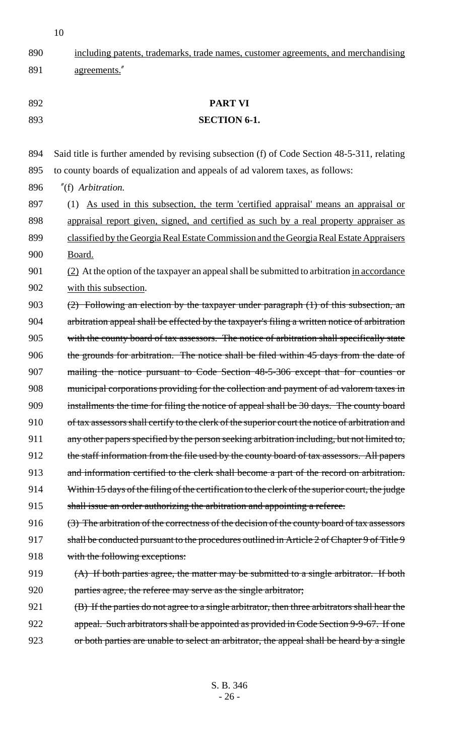including patents, trademarks, trade names, customer agreements, and merchandising agreements."

**PART VI**

**SECTION 6-1.**

Said title is further amended by revising subsection (f) of Code Section 48-5-311, relating to county boards of equalization and appeals of ad valorem taxes, as follows:

"(f) *Arbitration.*

(1) As used in this subsection, the term 'certified appraisal' means an appraisal or appraisal report given, signed, and certified as such by a real property appraiser as classified by the Georgia Real Estate Commission and the Georgia Real Estate Appraisers Board.

(2) At the option of the taxpayer an appeal shall be submitted to arbitration in accordance with this subsection.

~~(2) Following an election by the taxpayer under paragraph (1) of this subsection, an arbitration appeal shall be effected by the taxpayer's filing a written notice of arbitration with the county board of tax assessors. The notice of arbitration shall specifically state the grounds for arbitration. The notice shall be filed within 45 days from the date of mailing the notice pursuant to Code Section 48-5-306 except that for counties or municipal corporations providing for the collection and payment of ad valorem taxes in installments the time for filing the notice of appeal shall be 30 days. The county board of tax assessors shall certify to the clerk of the superior court the notice of arbitration and any other papers specified by the person seeking arbitration including, but not limited to, the staff information from the file used by the county board of tax assessors. All papers and information certified to the clerk shall become a part of the record on arbitration. Within 15 days of the filing of the certification to the clerk of the superior court, the judge shall issue an order authorizing the arbitration and appointing a referee.~~

~~(3) The arbitration of the correctness of the decision of the county board of tax assessors shall be conducted pursuant to the procedures outlined in Article 2 of Chapter 9 of Title 9 with the following exceptions:~~

~~(A) If both parties agree, the matter may be submitted to a single arbitrator. If both parties agree, the referee may serve as the single arbitrator;~~

~~(B) If the parties do not agree to a single arbitrator, then three arbitrators shall hear the appeal. Such arbitrators shall be appointed as provided in Code Section 9-9-67. If one or both parties are unable to select an arbitrator, the appeal shall be heard by a single~~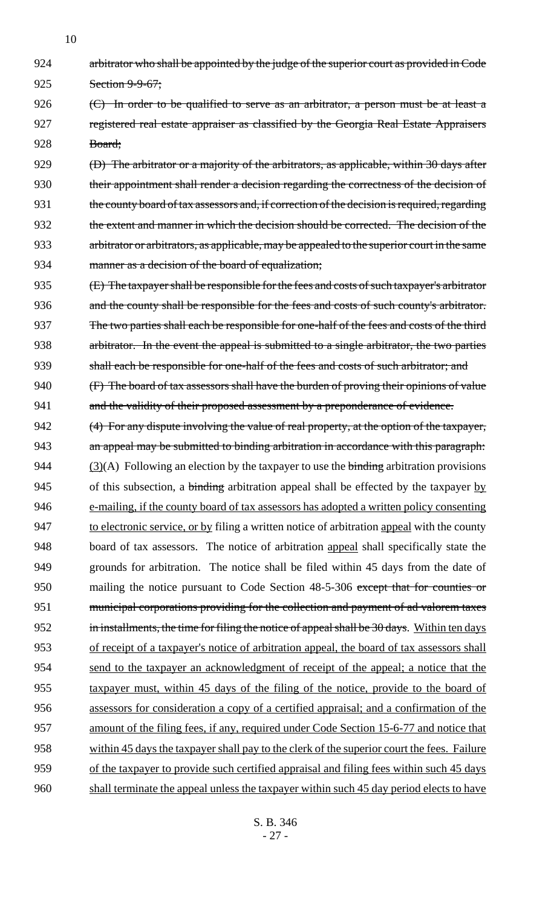924 arbitrator who shall be appointed by the judge of the superior court as provided in Code
925 Section 9-9-67;

926 (C) In order to be qualified to serve as an arbitrator, a person must be at least a
927 registered real estate appraiser as classified by the Georgia Real Estate Appraisers
928 Board;

929 (D) The arbitrator or a majority of the arbitrators, as applicable, within 30 days after
930 their appointment shall render a decision regarding the correctness of the decision of
931 the county board of tax assessors and, if correction of the decision is required, regarding
932 the extent and manner in which the decision should be corrected. The decision of the
933 arbitrator or arbitrators, as applicable, may be appealed to the superior court in the same
934 manner as a decision of the board of equalization;

935 (E) The taxpayer shall be responsible for the fees and costs of such taxpayer's arbitrator
936 and the county shall be responsible for the fees and costs of such county's arbitrator.
937 The two parties shall each be responsible for one-half of the fees and costs of the third
938 arbitrator. In the event the appeal is submitted to a single arbitrator, the two parties
939 shall each be responsible for one-half of the fees and costs of such arbitrator; and

940 (F) The board of tax assessors shall have the burden of proving their opinions of value
941 and the validity of their proposed assessment by a preponderance of evidence.

942 (4) For any dispute involving the value of real property, at the option of the taxpayer,
943 an appeal may be submitted to binding arbitration in accordance with this paragraph:

944 (3)(A) Following an election by the taxpayer to use the binding arbitration provisions
945 of this subsection, a binding arbitration appeal shall be effected by the taxpayer by
946 e-mailing, if the county board of tax assessors has adopted a written policy consenting
947 to electronic service, or by filing a written notice of arbitration appeal with the county
948 board of tax assessors. The notice of arbitration appeal shall specifically state the
949 grounds for arbitration. The notice shall be filed within 45 days from the date of
950 mailing the notice pursuant to Code Section 48-5-306 except that for counties or
951 municipal corporations providing for the collection and payment of ad valorem taxes
952 in installments, the time for filing the notice of appeal shall be 30 days. Within ten days
953 of receipt of a taxpayer's notice of arbitration appeal, the board of tax assessors shall
954 send to the taxpayer an acknowledgment of receipt of the appeal; a notice that the
955 taxpayer must, within 45 days of the filing of the notice, provide to the board of
956 assessors for consideration a copy of a certified appraisal; and a confirmation of the
957 amount of the filing fees, if any, required under Code Section 15-6-77 and notice that
958 within 45 days the taxpayer shall pay to the clerk of the superior court the fees. Failure
959 of the taxpayer to provide such certified appraisal and filing fees within such 45 days
960 shall terminate the appeal unless the taxpayer within such 45 day period elects to have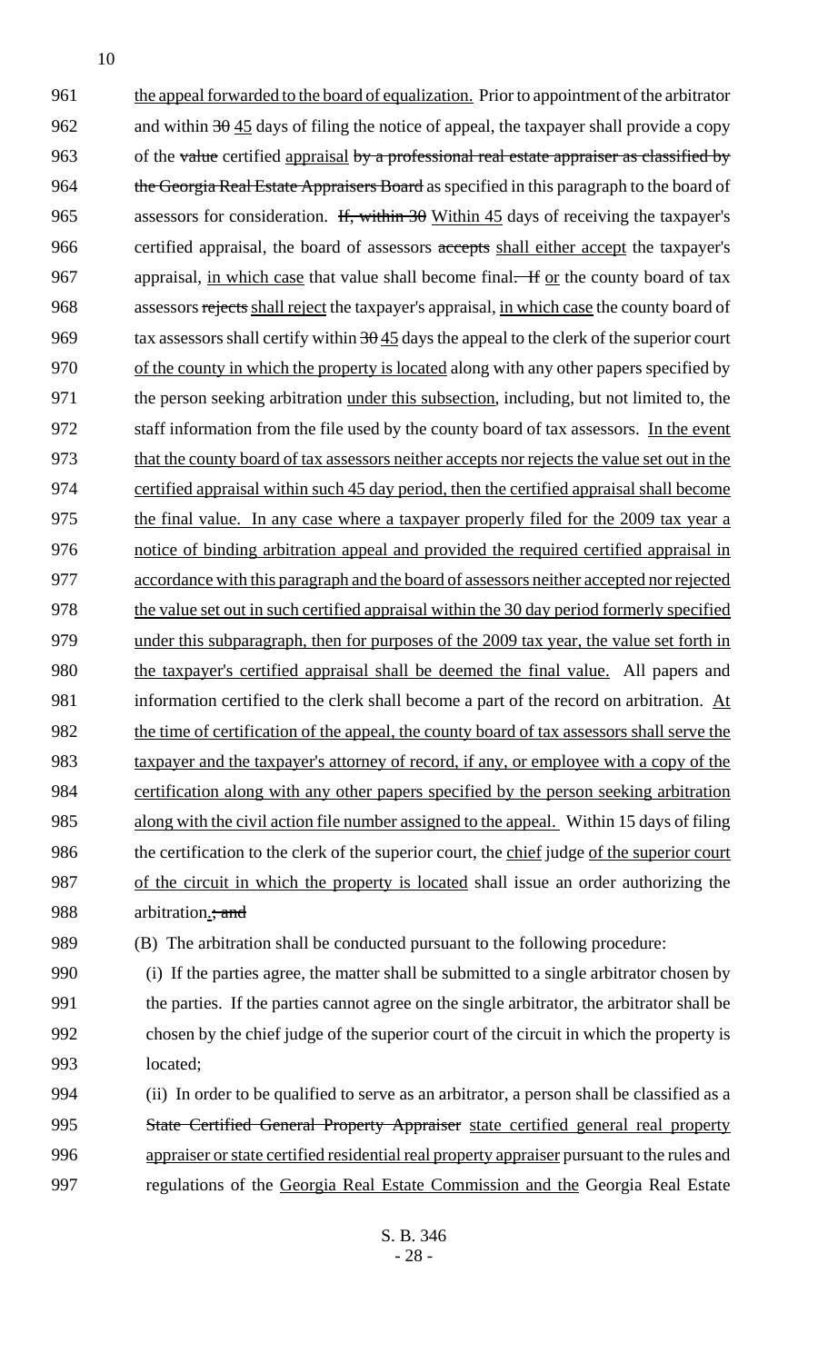961 the appeal forwarded to the board of equalization. Prior to appointment of the arbitrator
962 and within ~~30~~ 45 days of filing the notice of appeal, the taxpayer shall provide a copy
963 of the ~~value~~ certified appraisal ~~by a professional real estate appraiser as classified by~~
964 ~~the Georgia Real Estate Appraisers Board~~ as specified in this paragraph to the board of
965 assessors for consideration. ~~If, within 30~~ Within 45 days of receiving the taxpayer's
966 certified appraisal, the board of assessors ~~accepts~~ shall either accept the taxpayer's
967 appraisal, in which case that value shall become final. ~~If~~ or the county board of tax
968 assessors ~~rejects~~ shall reject the taxpayer's appraisal, in which case the county board of
969 tax assessors shall certify within ~~30~~ 45 days the appeal to the clerk of the superior court
970 of the county in which the property is located along with any other papers specified by
971 the person seeking arbitration under this subsection, including, but not limited to, the
972 staff information from the file used by the county board of tax assessors. In the event
973 that the county board of tax assessors neither accepts nor rejects the value set out in the
974 certified appraisal within such 45 day period, then the certified appraisal shall become
975 the final value. In any case where a taxpayer properly filed for the 2009 tax year a
976 notice of binding arbitration appeal and provided the required certified appraisal in
977 accordance with this paragraph and the board of assessors neither accepted nor rejected
978 the value set out in such certified appraisal within the 30 day period formerly specified
979 under this subparagraph, then for purposes of the 2009 tax year, the value set forth in
980 the taxpayer's certified appraisal shall be deemed the final value. All papers and
981 information certified to the clerk shall become a part of the record on arbitration. At
982 the time of certification of the appeal, the county board of tax assessors shall serve the
983 taxpayer and the taxpayer's attorney of record, if any, or employee with a copy of the
984 certification along with any other papers specified by the person seeking arbitration
985 along with the civil action file number assigned to the appeal. Within 15 days of filing
986 the certification to the clerk of the superior court, the chief judge of the superior court
987 of the circuit in which the property is located shall issue an order authorizing the
988 arbitration.~~; and~~

989 (B) The arbitration shall be conducted pursuant to the following procedure:

990 (i) If the parties agree, the matter shall be submitted to a single arbitrator chosen by
991 the parties. If the parties cannot agree on the single arbitrator, the arbitrator shall be
992 chosen by the chief judge of the superior court of the circuit in which the property is
993 located;

994 (ii) In order to be qualified to serve as an arbitrator, a person shall be classified as a
995 ~~State Certified General Property Appraiser~~ state certified general real property
996 appraiser or state certified residential real property appraiser pursuant to the rules and
997 regulations of the Georgia Real Estate Commission and the Georgia Real Estate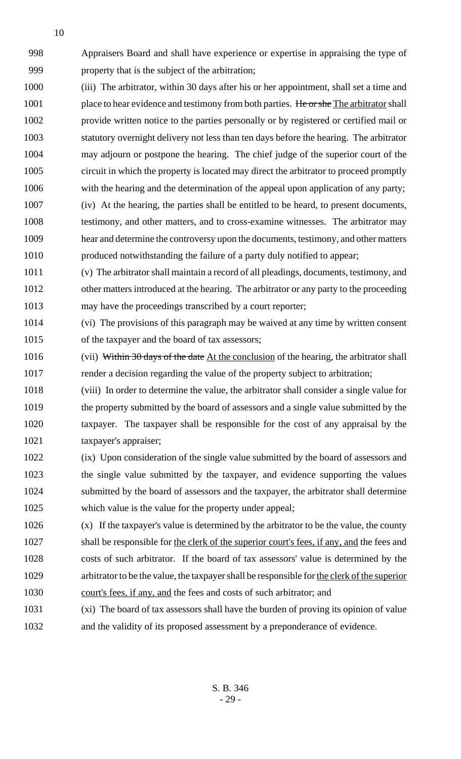Appraisers Board and shall have experience or expertise in appraising the type of property that is the subject of the arbitration;

(iii) The arbitrator, within 30 days after his or her appointment, shall set a time and place to hear evidence and testimony from both parties. ~~He or she~~ The arbitrator shall provide written notice to the parties personally or by registered or certified mail or statutory overnight delivery not less than ten days before the hearing. The arbitrator may adjourn or postpone the hearing. The chief judge of the superior court of the circuit in which the property is located may direct the arbitrator to proceed promptly with the hearing and the determination of the appeal upon application of any party;

(iv) At the hearing, the parties shall be entitled to be heard, to present documents, testimony, and other matters, and to cross-examine witnesses. The arbitrator may hear and determine the controversy upon the documents, testimony, and other matters produced notwithstanding the failure of a party duly notified to appear;

(v) The arbitrator shall maintain a record of all pleadings, documents, testimony, and other matters introduced at the hearing. The arbitrator or any party to the proceeding may have the proceedings transcribed by a court reporter;

(vi) The provisions of this paragraph may be waived at any time by written consent of the taxpayer and the board of tax assessors;

(vii) ~~Within 30 days of the date~~ At the conclusion of the hearing, the arbitrator shall render a decision regarding the value of the property subject to arbitration;

(viii) In order to determine the value, the arbitrator shall consider a single value for the property submitted by the board of assessors and a single value submitted by the taxpayer. The taxpayer shall be responsible for the cost of any appraisal by the taxpayer's appraiser;

(ix) Upon consideration of the single value submitted by the board of assessors and the single value submitted by the taxpayer, and evidence supporting the values submitted by the board of assessors and the taxpayer, the arbitrator shall determine which value is the value for the property under appeal;

(x) If the taxpayer's value is determined by the arbitrator to be the value, the county shall be responsible for the clerk of the superior court's fees, if any, and the fees and costs of such arbitrator. If the board of tax assessors' value is determined by the arbitrator to be the value, the taxpayer shall be responsible for the clerk of the superior court's fees, if any, and the fees and costs of such arbitrator; and

(xi) The board of tax assessors shall have the burden of proving its opinion of value and the validity of its proposed assessment by a preponderance of evidence.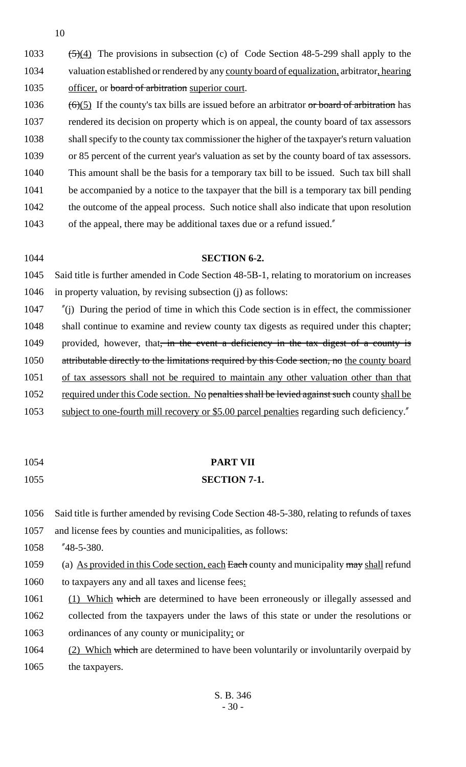1033 ~~(5)~~(4) The provisions in subsection (c) of Code Section 48-5-299 shall apply to the
1034 valuation established or rendered by any <u>county board of equalization,</u> arbitrator<u>, hearing</u>
1035 <u>officer,</u> or ~~board of arbitration~~ <u>superior court</u>.

1036 ~~(6)~~(5) If the county's tax bills are issued before an arbitrator ~~or board of arbitration~~ has
1037 rendered its decision on property which is on appeal, the county board of tax assessors
1038 shall specify to the county tax commissioner the higher of the taxpayer's return valuation
1039 or 85 percent of the current year's valuation as set by the county board of tax assessors.
1040 This amount shall be the basis for a temporary tax bill to be issued. Such tax bill shall
1041 be accompanied by a notice to the taxpayer that the bill is a temporary tax bill pending
1042 the outcome of the appeal process. Such notice shall also indicate that upon resolution
1043 of the appeal, there may be additional taxes due or a refund issued."

1044 **SECTION 6-2.**

1045 Said title is further amended in Code Section 48-5B-1, relating to moratorium on increases
1046 in property valuation, by revising subsection (j) as follows:

1047 "(j) During the period of time in which this Code section is in effect, the commissioner
1048 shall continue to examine and review county tax digests as required under this chapter;
1049 provided, however, that~~, in the event a deficiency in the tax digest of a county is~~
1050 ~~attributable directly to the limitations required by this Code section, no~~ <u>the county board</u>
1051 <u>of tax assessors shall not be required to maintain any other valuation other than that</u>
1052 <u>required under this Code section. No</u> ~~penalties shall be levied against such~~ county <u>shall be</u>
1053 <u>subject to one-fourth mill recovery or $5.00 parcel penalties</u> regarding such deficiency."

1054 **PART VII**
1055 **SECTION 7-1.**

1056 Said title is further amended by revising Code Section 48-5-380, relating to refunds of taxes
1057 and license fees by counties and municipalities, as follows:

1058 "48-5-380.

1059 (a) <u>As provided in this Code section, each</u> ~~Each~~ county and municipality ~~may~~ <u>shall</u> refund
1060 to taxpayers any and all taxes and license fees<u>:</u>

1061 <u>(1) Which</u> ~~which~~ are determined to have been erroneously or illegally assessed and
1062 collected from the taxpayers under the laws of this state or under the resolutions or
1063 ordinances of any county or municipality<u>;</u> or

1064 <u>(2) Which</u> ~~which~~ are determined to have been voluntarily or involuntarily overpaid by
1065 the taxpayers.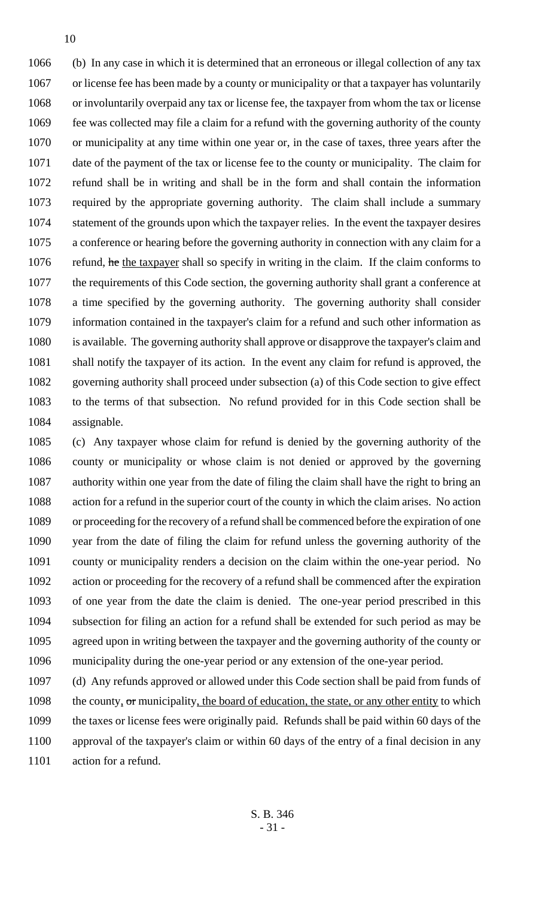(b) In any case in which it is determined that an erroneous or illegal collection of any tax or license fee has been made by a county or municipality or that a taxpayer has voluntarily or involuntarily overpaid any tax or license fee, the taxpayer from whom the tax or license fee was collected may file a claim for a refund with the governing authority of the county or municipality at any time within one year or, in the case of taxes, three years after the date of the payment of the tax or license fee to the county or municipality. The claim for refund shall be in writing and shall be in the form and shall contain the information required by the appropriate governing authority. The claim shall include a summary statement of the grounds upon which the taxpayer relies. In the event the taxpayer desires a conference or hearing before the governing authority in connection with any claim for a refund, ~~he~~ the taxpayer shall so specify in writing in the claim. If the claim conforms to the requirements of this Code section, the governing authority shall grant a conference at a time specified by the governing authority. The governing authority shall consider information contained in the taxpayer's claim for a refund and such other information as is available. The governing authority shall approve or disapprove the taxpayer's claim and shall notify the taxpayer of its action. In the event any claim for refund is approved, the governing authority shall proceed under subsection (a) of this Code section to give effect to the terms of that subsection. No refund provided for in this Code section shall be assignable.

(c) Any taxpayer whose claim for refund is denied by the governing authority of the county or municipality or whose claim is not denied or approved by the governing authority within one year from the date of filing the claim shall have the right to bring an action for a refund in the superior court of the county in which the claim arises. No action or proceeding for the recovery of a refund shall be commenced before the expiration of one year from the date of filing the claim for refund unless the governing authority of the county or municipality renders a decision on the claim within the one-year period. No action or proceeding for the recovery of a refund shall be commenced after the expiration of one year from the date the claim is denied. The one-year period prescribed in this subsection for filing an action for a refund shall be extended for such period as may be agreed upon in writing between the taxpayer and the governing authority of the county or municipality during the one-year period or any extension of the one-year period.

(d) Any refunds approved or allowed under this Code section shall be paid from funds of the county, ~~or~~ municipality, the board of education, the state, or any other entity to which the taxes or license fees were originally paid. Refunds shall be paid within 60 days of the approval of the taxpayer's claim or within 60 days of the entry of a final decision in any action for a refund.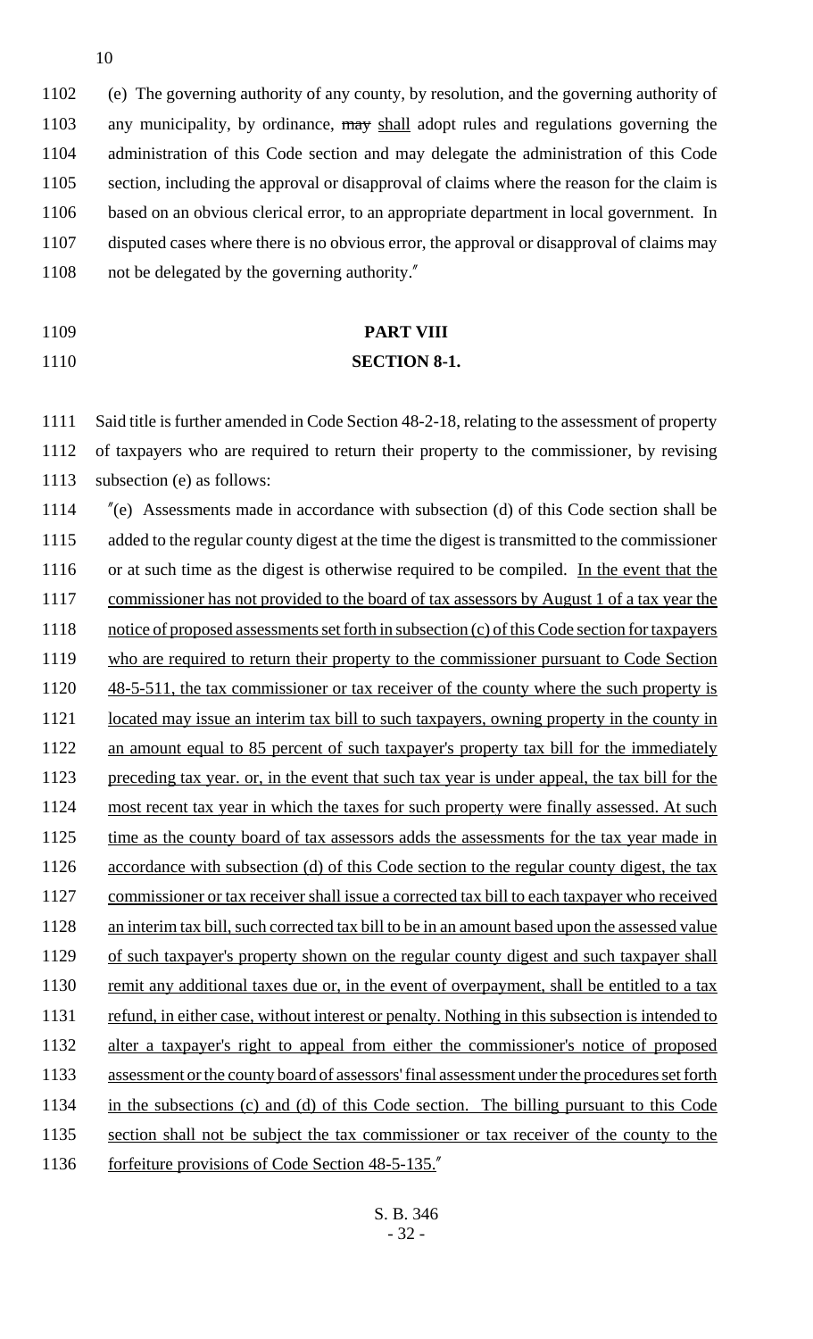(e) The governing authority of any county, by resolution, and the governing authority of any municipality, by ordinance, ~~may~~ shall adopt rules and regulations governing the administration of this Code section and may delegate the administration of this Code section, including the approval or disapproval of claims where the reason for the claim is based on an obvious clerical error, to an appropriate department in local government. In disputed cases where there is no obvious error, the approval or disapproval of claims may not be delegated by the governing authority."

**PART VIII**

**SECTION 8-1.**

Said title is further amended in Code Section 48-2-18, relating to the assessment of property of taxpayers who are required to return their property to the commissioner, by revising subsection (e) as follows:

"(e) Assessments made in accordance with subsection (d) of this Code section shall be added to the regular county digest at the time the digest is transmitted to the commissioner or at such time as the digest is otherwise required to be compiled. In the event that the commissioner has not provided to the board of tax assessors by August 1 of a tax year the notice of proposed assessments set forth in subsection (c) of this Code section for taxpayers who are required to return their property to the commissioner pursuant to Code Section 48-5-511, the tax commissioner or tax receiver of the county where the such property is located may issue an interim tax bill to such taxpayers, owning property in the county in an amount equal to 85 percent of such taxpayer's property tax bill for the immediately preceding tax year. or, in the event that such tax year is under appeal, the tax bill for the most recent tax year in which the taxes for such property were finally assessed. At such time as the county board of tax assessors adds the assessments for the tax year made in accordance with subsection (d) of this Code section to the regular county digest, the tax commissioner or tax receiver shall issue a corrected tax bill to each taxpayer who received an interim tax bill, such corrected tax bill to be in an amount based upon the assessed value of such taxpayer's property shown on the regular county digest and such taxpayer shall remit any additional taxes due or, in the event of overpayment, shall be entitled to a tax refund, in either case, without interest or penalty. Nothing in this subsection is intended to alter a taxpayer's right to appeal from either the commissioner's notice of proposed assessment or the county board of assessors' final assessment under the procedures set forth in the subsections (c) and (d) of this Code section. The billing pursuant to this Code section shall not be subject the tax commissioner or tax receiver of the county to the forfeiture provisions of Code Section 48-5-135."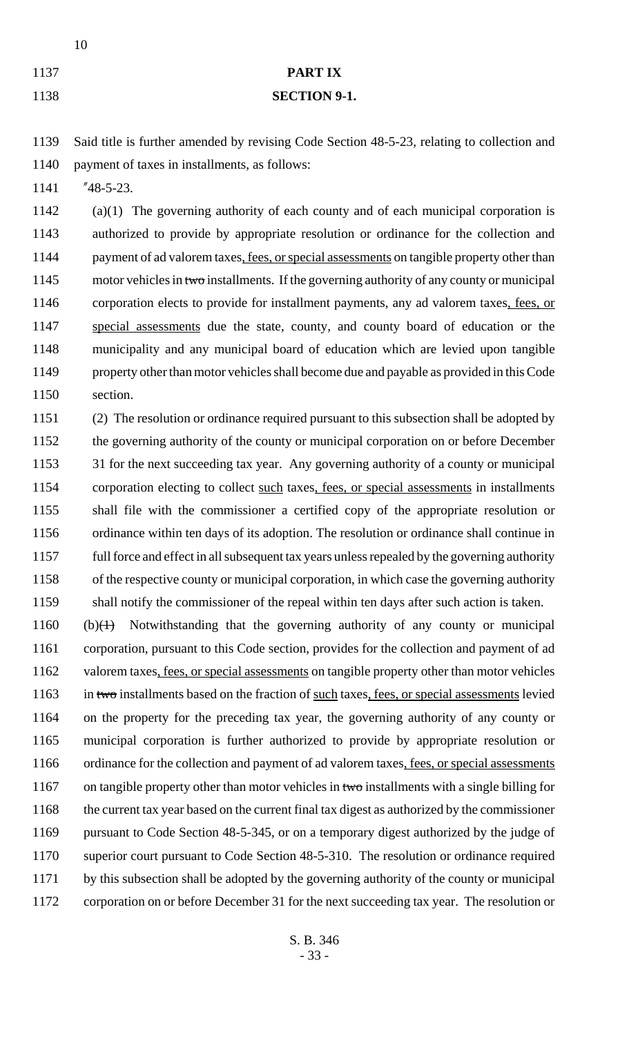**PART IX**

**SECTION 9-1.**

Said title is further amended by revising Code Section 48-5-23, relating to collection and payment of taxes in installments, as follows:

"48-5-23.

(a)(1) The governing authority of each county and of each municipal corporation is authorized to provide by appropriate resolution or ordinance for the collection and payment of ad valorem taxes, fees, or special assessments on tangible property other than motor vehicles in ~~two~~ installments. If the governing authority of any county or municipal corporation elects to provide for installment payments, any ad valorem taxes, fees, or special assessments due the state, county, and county board of education or the municipality and any municipal board of education which are levied upon tangible property other than motor vehicles shall become due and payable as provided in this Code section.

(2) The resolution or ordinance required pursuant to this subsection shall be adopted by the governing authority of the county or municipal corporation on or before December 31 for the next succeeding tax year. Any governing authority of a county or municipal corporation electing to collect such taxes, fees, or special assessments in installments shall file with the commissioner a certified copy of the appropriate resolution or ordinance within ten days of its adoption. The resolution or ordinance shall continue in full force and effect in all subsequent tax years unless repealed by the governing authority of the respective county or municipal corporation, in which case the governing authority shall notify the commissioner of the repeal within ten days after such action is taken.

(b)~~(1)~~ Notwithstanding that the governing authority of any county or municipal corporation, pursuant to this Code section, provides for the collection and payment of ad valorem taxes, fees, or special assessments on tangible property other than motor vehicles in ~~two~~ installments based on the fraction of such taxes, fees, or special assessments levied on the property for the preceding tax year, the governing authority of any county or municipal corporation is further authorized to provide by appropriate resolution or ordinance for the collection and payment of ad valorem taxes, fees, or special assessments on tangible property other than motor vehicles in ~~two~~ installments with a single billing for the current tax year based on the current final tax digest as authorized by the commissioner pursuant to Code Section 48-5-345, or on a temporary digest authorized by the judge of superior court pursuant to Code Section 48-5-310. The resolution or ordinance required by this subsection shall be adopted by the governing authority of the county or municipal corporation on or before December 31 for the next succeeding tax year. The resolution or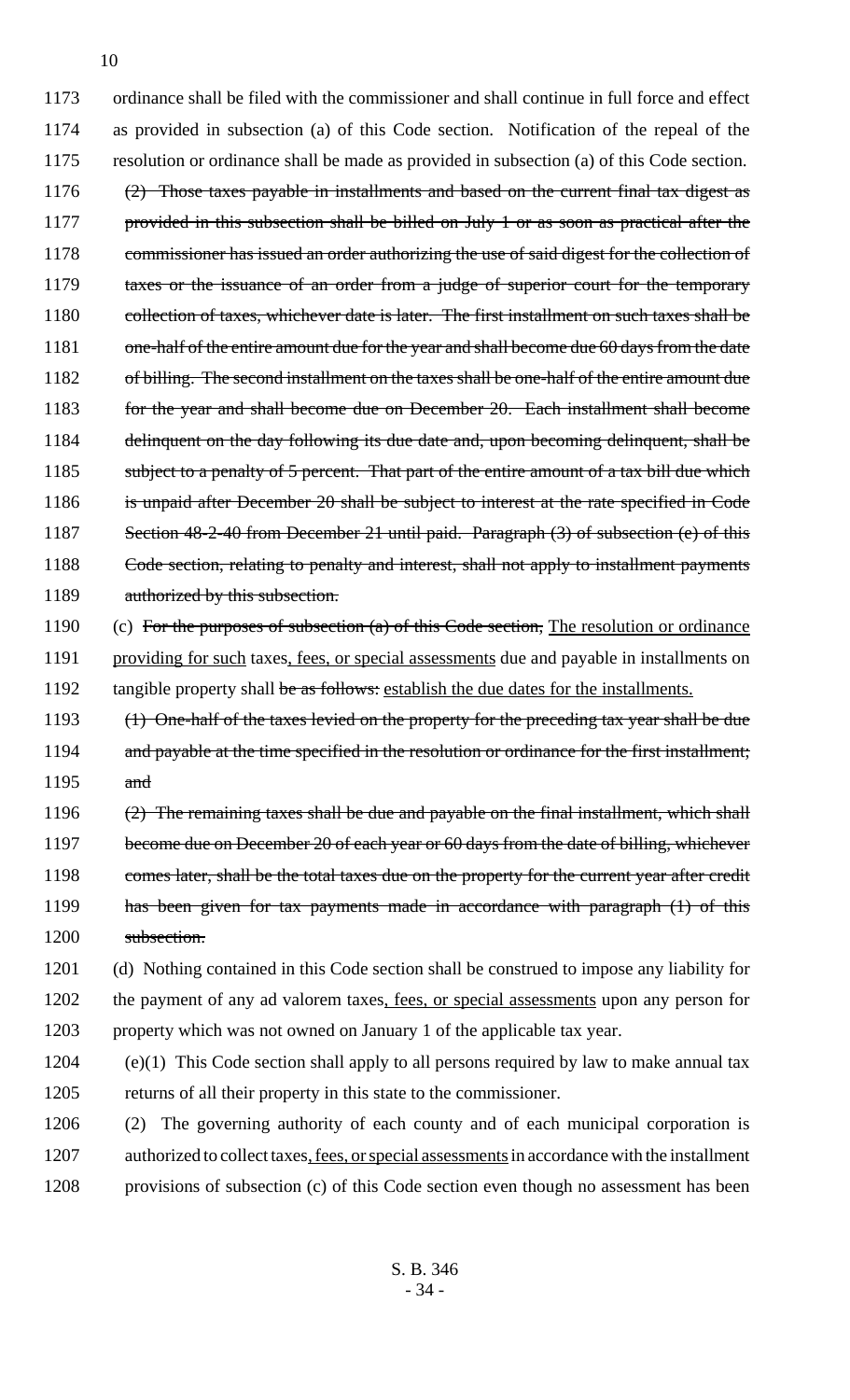1173 ordinance shall be filed with the commissioner and shall continue in full force and effect
1174 as provided in subsection (a) of this Code section. Notification of the repeal of the
1175 resolution or ordinance shall be made as provided in subsection (a) of this Code section.

1176 ~~(2) Those taxes payable in installments and based on the current final tax digest as~~
1177 ~~provided in this subsection shall be billed on July 1 or as soon as practical after the~~
1178 ~~commissioner has issued an order authorizing the use of said digest for the collection of~~
1179 ~~taxes or the issuance of an order from a judge of superior court for the temporary~~
1180 ~~collection of taxes, whichever date is later. The first installment on such taxes shall be~~
1181 ~~one-half of the entire amount due for the year and shall become due 60 days from the date~~
1182 ~~of billing. The second installment on the taxes shall be one-half of the entire amount due~~
1183 ~~for the year and shall become due on December 20. Each installment shall become~~
1184 ~~delinquent on the day following its due date and, upon becoming delinquent, shall be~~
1185 ~~subject to a penalty of 5 percent. That part of the entire amount of a tax bill due which~~
1186 ~~is unpaid after December 20 shall be subject to interest at the rate specified in Code~~
1187 ~~Section 48-2-40 from December 21 until paid. Paragraph (3) of subsection (e) of this~~
1188 ~~Code section, relating to penalty and interest, shall not apply to installment payments~~
1189 ~~authorized by this subsection.~~

1190 (c) ~~For the purposes of subsection (a) of this Code section,~~ The resolution or ordinance
1191 providing for such taxes, fees, or special assessments due and payable in installments on
1192 tangible property shall ~~be as follows:~~ establish the due dates for the installments.

1193 ~~(1) One-half of the taxes levied on the property for the preceding tax year shall be due~~
1194 ~~and payable at the time specified in the resolution or ordinance for the first installment;~~
1195 ~~and~~

1196 ~~(2) The remaining taxes shall be due and payable on the final installment, which shall~~
1197 ~~become due on December 20 of each year or 60 days from the date of billing, whichever~~
1198 ~~comes later, shall be the total taxes due on the property for the current year after credit~~
1199 ~~has been given for tax payments made in accordance with paragraph (1) of this~~
1200 ~~subsection.~~

1201 (d) Nothing contained in this Code section shall be construed to impose any liability for
1202 the payment of any ad valorem taxes, fees, or special assessments upon any person for
1203 property which was not owned on January 1 of the applicable tax year.

1204 (e)(1) This Code section shall apply to all persons required by law to make annual tax
1205 returns of all their property in this state to the commissioner.

1206 (2) The governing authority of each county and of each municipal corporation is
1207 authorized to collect taxes, fees, or special assessments in accordance with the installment
1208 provisions of subsection (c) of this Code section even though no assessment has been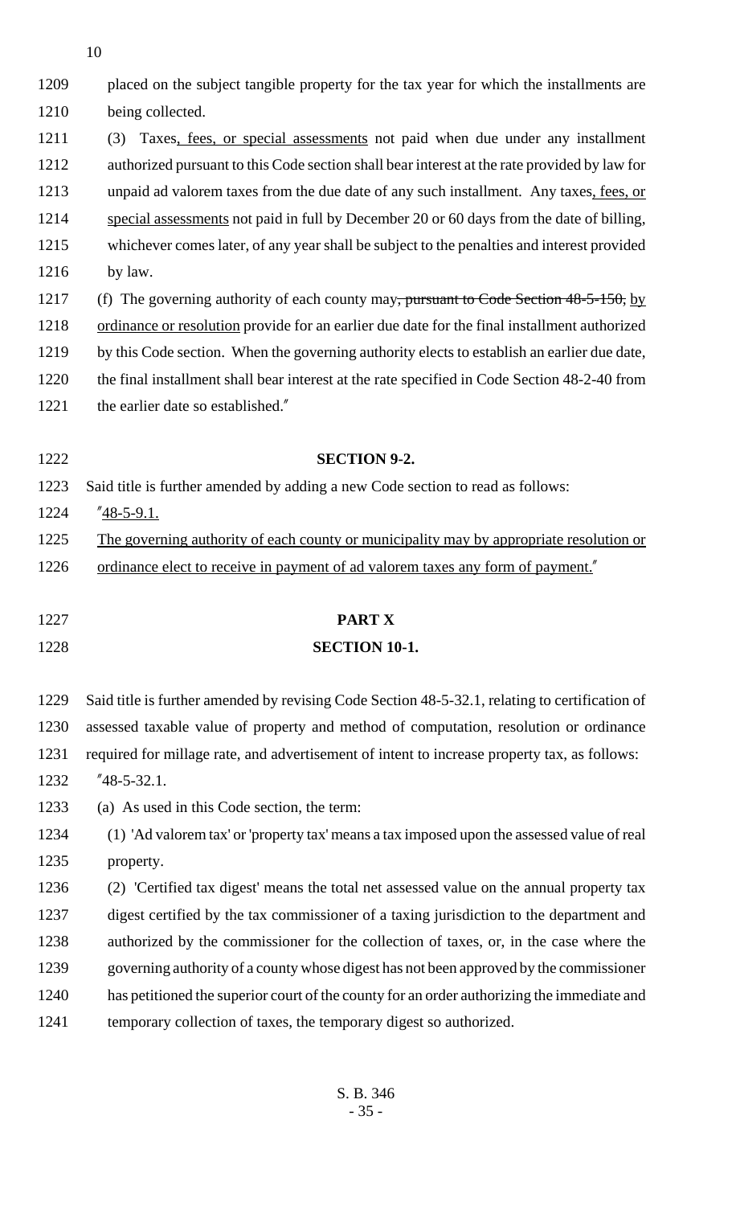1209 placed on the subject tangible property for the tax year for which the installments are
1210 being collected.

1211 (3) Taxes, fees, or special assessments not paid when due under any installment
1212 authorized pursuant to this Code section shall bear interest at the rate provided by law for
1213 unpaid ad valorem taxes from the due date of any such installment. Any taxes, fees, or
1214 special assessments not paid in full by December 20 or 60 days from the date of billing,
1215 whichever comes later, of any year shall be subject to the penalties and interest provided
1216 by law.

1217 (f) The governing authority of each county may, pursuant to Code Section 48-5-150, by
1218 ordinance or resolution provide for an earlier due date for the final installment authorized
1219 by this Code section. When the governing authority elects to establish an earlier due date,
1220 the final installment shall bear interest at the rate specified in Code Section 48-2-40 from
1221 the earlier date so established."

1222 **SECTION 9-2.**

1223 Said title is further amended by adding a new Code section to read as follows:

1224 "48-5-9.1.

1225 The governing authority of each county or municipality may by appropriate resolution or
1226 ordinance elect to receive in payment of ad valorem taxes any form of payment."

1227 **PART X**

1228 **SECTION 10-1.**

1229 Said title is further amended by revising Code Section 48-5-32.1, relating to certification of
1230 assessed taxable value of property and method of computation, resolution or ordinance
1231 required for millage rate, and advertisement of intent to increase property tax, as follows:

1232 "48-5-32.1.

1233 (a) As used in this Code section, the term:

1234 (1) 'Ad valorem tax' or 'property tax' means a tax imposed upon the assessed value of real
1235 property.

1236 (2) 'Certified tax digest' means the total net assessed value on the annual property tax
1237 digest certified by the tax commissioner of a taxing jurisdiction to the department and
1238 authorized by the commissioner for the collection of taxes, or, in the case where the
1239 governing authority of a county whose digest has not been approved by the commissioner
1240 has petitioned the superior court of the county for an order authorizing the immediate and
1241 temporary collection of taxes, the temporary digest so authorized.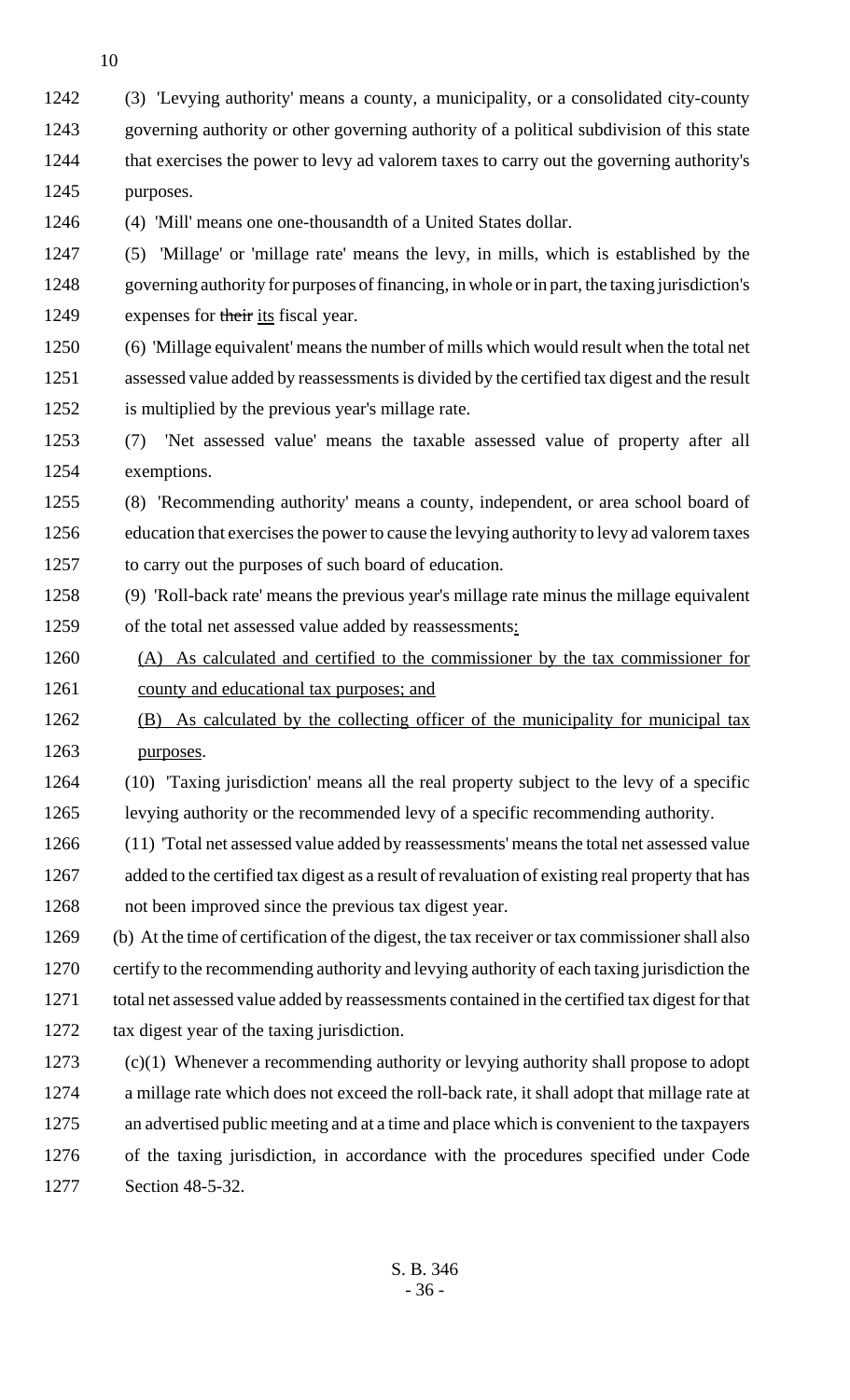(3) 'Levying authority' means a county, a municipality, or a consolidated city-county governing authority or other governing authority of a political subdivision of this state that exercises the power to levy ad valorem taxes to carry out the governing authority's purposes.

(4) 'Mill' means one one-thousandth of a United States dollar.

(5) 'Millage' or 'millage rate' means the levy, in mills, which is established by the governing authority for purposes of financing, in whole or in part, the taxing jurisdiction's expenses for ~~their~~ its fiscal year.

(6) 'Millage equivalent' means the number of mills which would result when the total net assessed value added by reassessments is divided by the certified tax digest and the result is multiplied by the previous year's millage rate.

(7) 'Net assessed value' means the taxable assessed value of property after all exemptions.

(8) 'Recommending authority' means a county, independent, or area school board of education that exercises the power to cause the levying authority to levy ad valorem taxes to carry out the purposes of such board of education.

(9) 'Roll-back rate' means the previous year's millage rate minus the millage equivalent of the total net assessed value added by reassessments:

(A) As calculated and certified to the commissioner by the tax commissioner for county and educational tax purposes; and

(B) As calculated by the collecting officer of the municipality for municipal tax purposes.

(10) 'Taxing jurisdiction' means all the real property subject to the levy of a specific levying authority or the recommended levy of a specific recommending authority.

(11) 'Total net assessed value added by reassessments' means the total net assessed value added to the certified tax digest as a result of revaluation of existing real property that has not been improved since the previous tax digest year.

(b) At the time of certification of the digest, the tax receiver or tax commissioner shall also certify to the recommending authority and levying authority of each taxing jurisdiction the total net assessed value added by reassessments contained in the certified tax digest for that tax digest year of the taxing jurisdiction.

(c)(1) Whenever a recommending authority or levying authority shall propose to adopt a millage rate which does not exceed the roll-back rate, it shall adopt that millage rate at an advertised public meeting and at a time and place which is convenient to the taxpayers of the taxing jurisdiction, in accordance with the procedures specified under Code Section 48-5-32.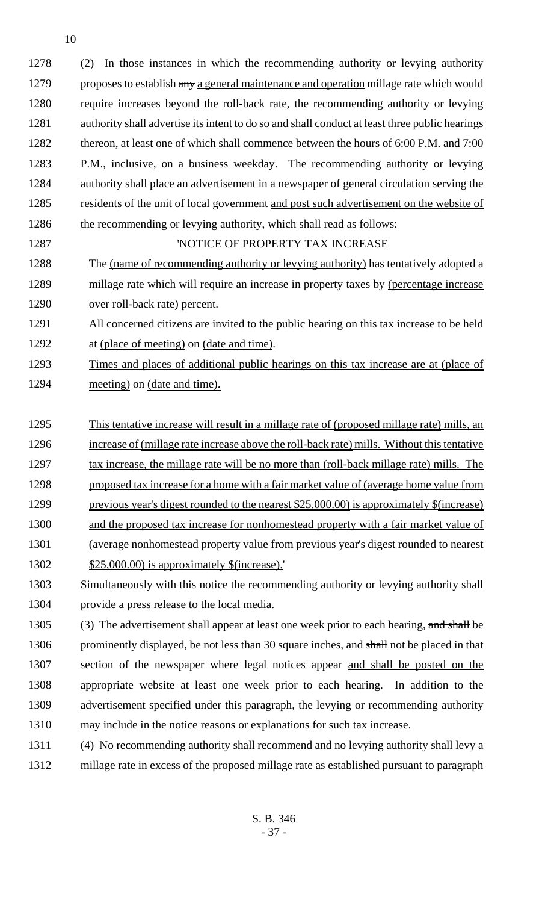(2) In those instances in which the recommending authority or levying authority proposes to establish ~~any~~ a general maintenance and operation millage rate which would require increases beyond the roll-back rate, the recommending authority or levying authority shall advertise its intent to do so and shall conduct at least three public hearings thereon, at least one of which shall commence between the hours of 6:00 P.M. and 7:00 P.M., inclusive, on a business weekday. The recommending authority or levying authority shall place an advertisement in a newspaper of general circulation serving the residents of the unit of local government and post such advertisement on the website of the recommending or levying authority, which shall read as follows:

'NOTICE OF PROPERTY TAX INCREASE

The (name of recommending authority or levying authority) has tentatively adopted a millage rate which will require an increase in property taxes by (percentage increase over roll-back rate) percent.

All concerned citizens are invited to the public hearing on this tax increase to be held at (place of meeting) on (date and time).

Times and places of additional public hearings on this tax increase are at (place of meeting) on (date and time).

This tentative increase will result in a millage rate of (proposed millage rate) mills, an increase of (millage rate increase above the roll-back rate) mills. Without this tentative tax increase, the millage rate will be no more than (roll-back millage rate) mills. The proposed tax increase for a home with a fair market value of (average home value from previous year's digest rounded to the nearest $25,000.00) is approximately $(increase) and the proposed tax increase for nonhomestead property with a fair market value of (average nonhomestead property value from previous year's digest rounded to nearest $25,000.00) is approximately $(increase).'

Simultaneously with this notice the recommending authority or levying authority shall provide a press release to the local media.

(3) The advertisement shall appear at least one week prior to each hearing, ~~and shall~~ be prominently displayed, be not less than 30 square inches, and ~~shall~~ not be placed in that section of the newspaper where legal notices appear and shall be posted on the appropriate website at least one week prior to each hearing. In addition to the advertisement specified under this paragraph, the levying or recommending authority may include in the notice reasons or explanations for such tax increase.

(4) No recommending authority shall recommend and no levying authority shall levy a millage rate in excess of the proposed millage rate as established pursuant to paragraph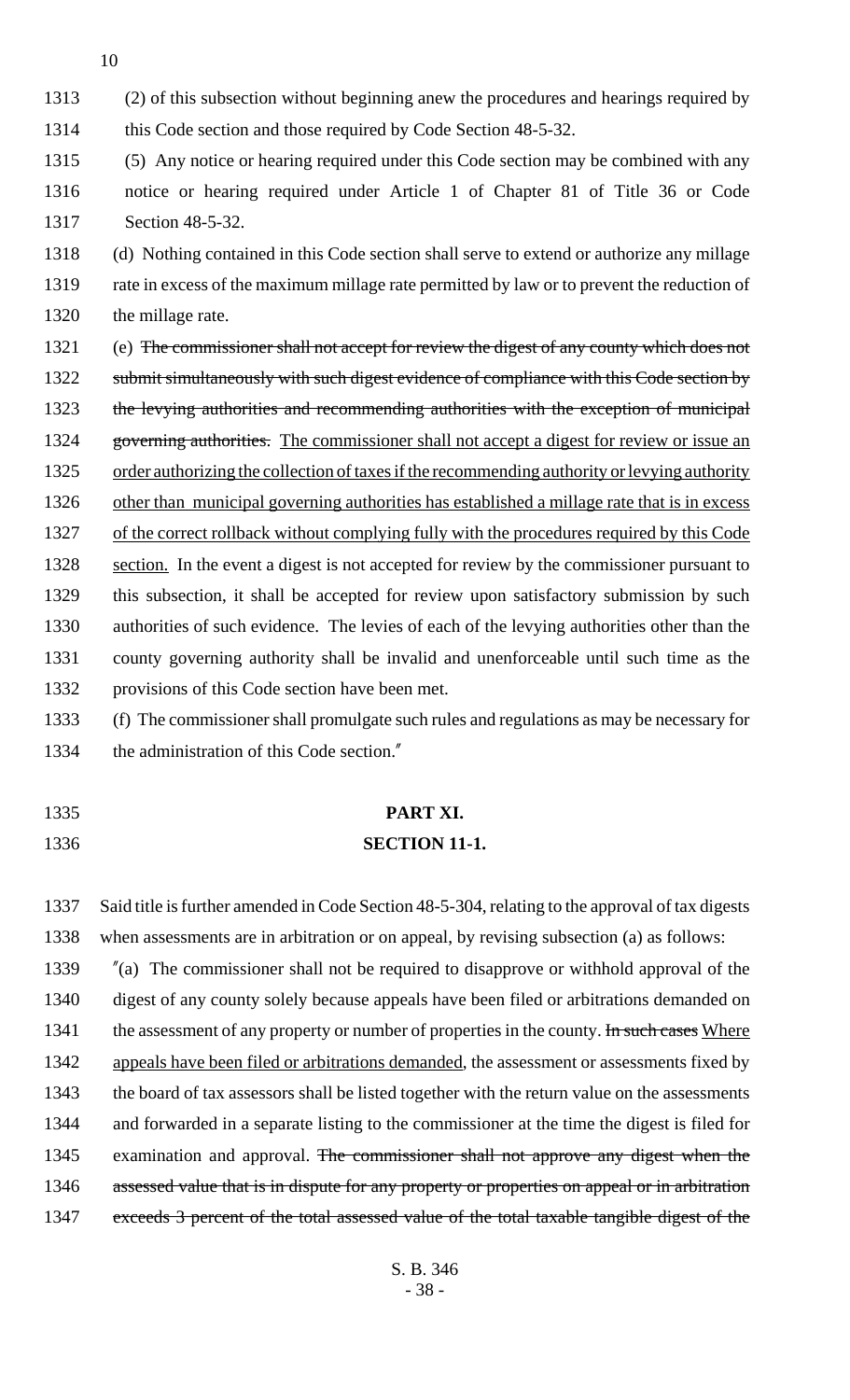(2) of this subsection without beginning anew the procedures and hearings required by this Code section and those required by Code Section 48-5-32.

(5) Any notice or hearing required under this Code section may be combined with any notice or hearing required under Article 1 of Chapter 81 of Title 36 or Code Section 48-5-32.

(d) Nothing contained in this Code section shall serve to extend or authorize any millage rate in excess of the maximum millage rate permitted by law or to prevent the reduction of the millage rate.

(e) ~~The commissioner shall not accept for review the digest of any county which does not submit simultaneously with such digest evidence of compliance with this Code section by the levying authorities and recommending authorities with the exception of municipal governing authorities.~~ <u>The commissioner shall not accept a digest for review or issue an order authorizing the collection of taxes if the recommending authority or levying authority other than municipal governing authorities has established a millage rate that is in excess of the correct rollback without complying fully with the procedures required by this Code section.</u> In the event a digest is not accepted for review by the commissioner pursuant to this subsection, it shall be accepted for review upon satisfactory submission by such authorities of such evidence. The levies of each of the levying authorities other than the county governing authority shall be invalid and unenforceable until such time as the provisions of this Code section have been met.

(f) The commissioner shall promulgate such rules and regulations as may be necessary for the administration of this Code section."

**PART XI.**

**SECTION 11-1.**

Said title is further amended in Code Section 48-5-304, relating to the approval of tax digests when assessments are in arbitration or on appeal, by revising subsection (a) as follows:

"(a) The commissioner shall not be required to disapprove or withhold approval of the digest of any county solely because appeals have been filed or arbitrations demanded on the assessment of any property or number of properties in the county. ~~In such cases~~ <u>Where appeals have been filed or arbitrations demanded</u>, the assessment or assessments fixed by the board of tax assessors shall be listed together with the return value on the assessments and forwarded in a separate listing to the commissioner at the time the digest is filed for examination and approval. ~~The commissioner shall not approve any digest when the assessed value that is in dispute for any property or properties on appeal or in arbitration exceeds 3 percent of the total assessed value of the total taxable tangible digest of the~~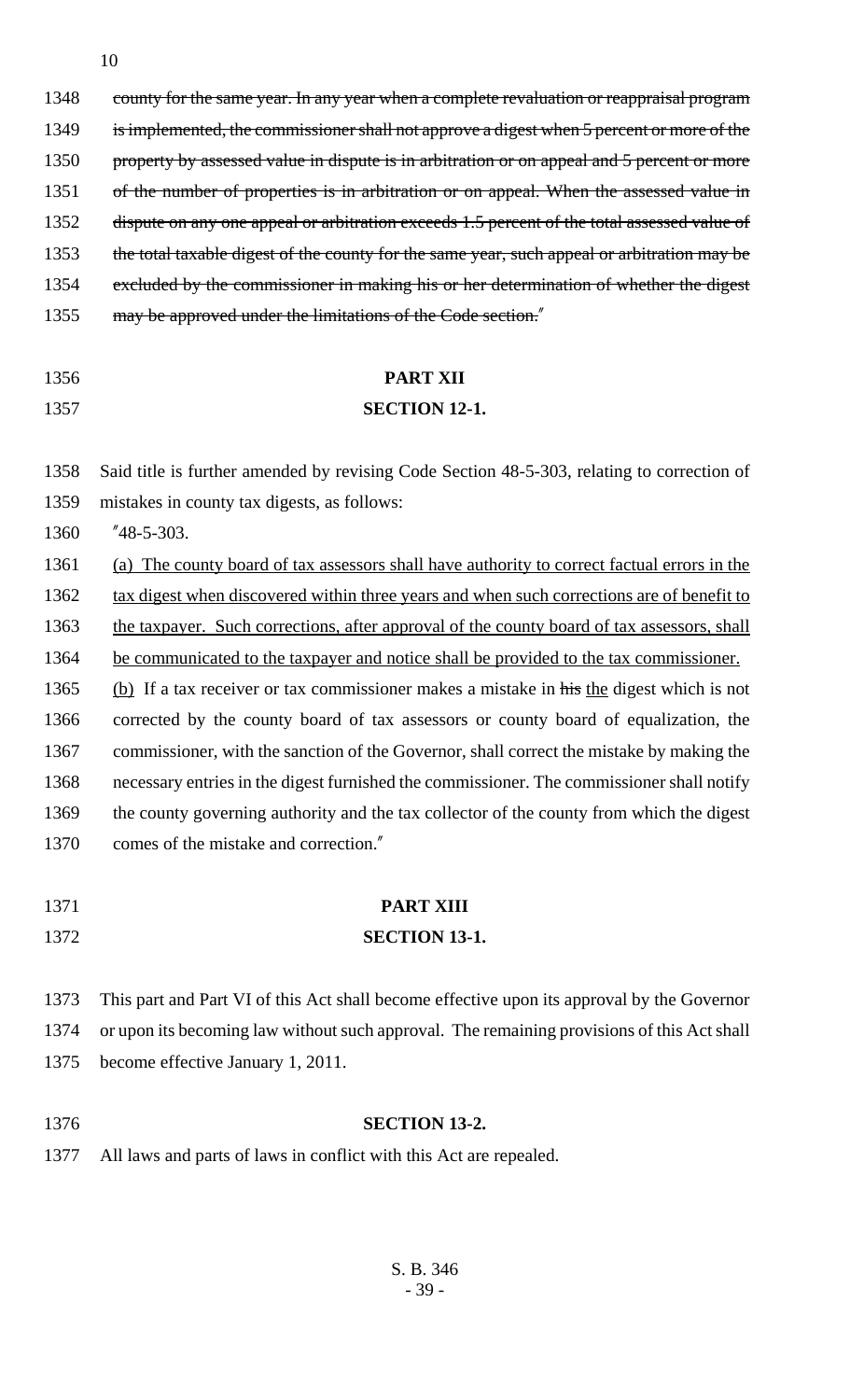~~county for the same year. In any year when a complete revaluation or reappraisal program is implemented, the commissioner shall not approve a digest when 5 percent or more of the property by assessed value in dispute is in arbitration or on appeal and 5 percent or more of the number of properties is in arbitration or on appeal. When the assessed value in dispute on any one appeal or arbitration exceeds 1.5 percent of the total assessed value of the total taxable digest of the county for the same year, such appeal or arbitration may be excluded by the commissioner in making his or her determination of whether the digest may be approved under the limitations of the Code section.~~"

**PART XII**

**SECTION 12-1.**

Said title is further amended by revising Code Section 48-5-303, relating to correction of mistakes in county tax digests, as follows:

"48-5-303.

<u>(a) The county board of tax assessors shall have authority to correct factual errors in the tax digest when discovered within three years and when such corrections are of benefit to the taxpayer. Such corrections, after approval of the county board of tax assessors, shall be communicated to the taxpayer and notice shall be provided to the tax commissioner.</u>

<u>(b)</u> If a tax receiver or tax commissioner makes a mistake in ~~his~~ <u>the</u> digest which is not corrected by the county board of tax assessors or county board of equalization, the commissioner, with the sanction of the Governor, shall correct the mistake by making the necessary entries in the digest furnished the commissioner. The commissioner shall notify the county governing authority and the tax collector of the county from which the digest comes of the mistake and correction."

**PART XIII**

**SECTION 13-1.**

This part and Part VI of this Act shall become effective upon its approval by the Governor or upon its becoming law without such approval. The remaining provisions of this Act shall become effective January 1, 2011.

**SECTION 13-2.**

All laws and parts of laws in conflict with this Act are repealed.